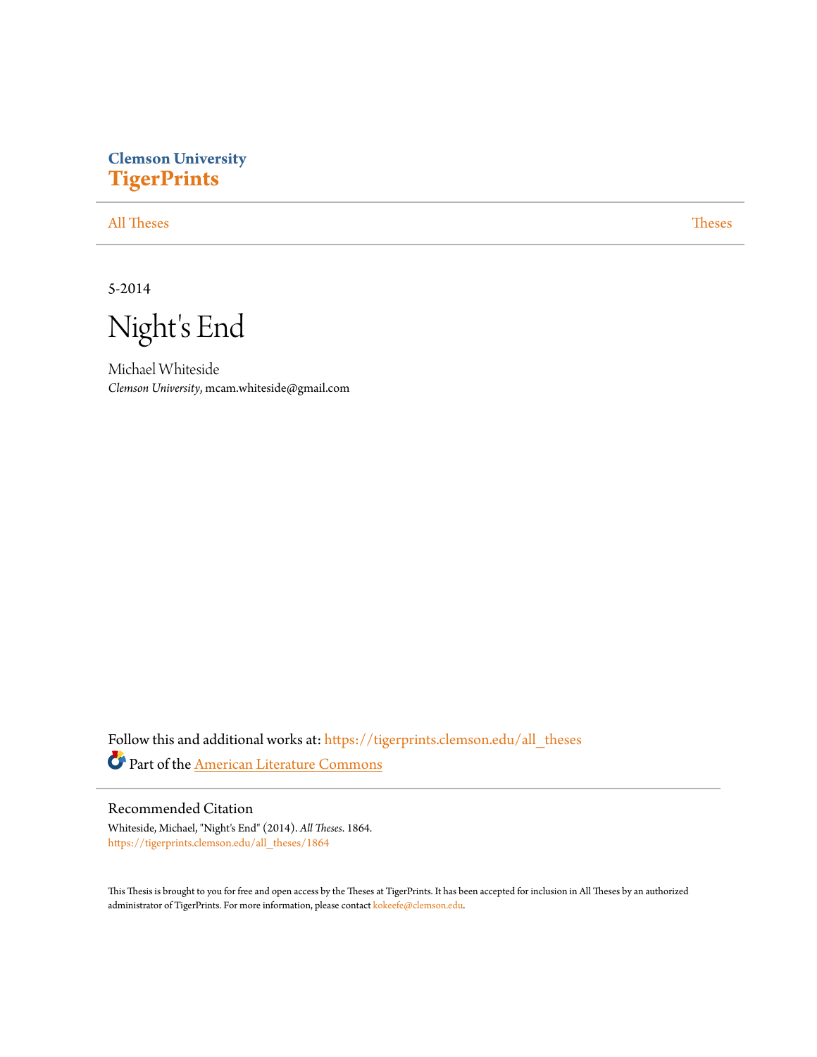Clemson University
**TigerPrints**

All Theses | Theses

5-2014

# Night's End

Michael Whiteside
*Clemson University*, mcam.whiteside@gmail.com

Follow this and additional works at: https://tigerprints.clemson.edu/all_theses

Part of the American Literature Commons

## Recommended Citation

Whiteside, Michael, "Night's End" (2014). *All Theses*. 1864.
https://tigerprints.clemson.edu/all_theses/1864

This Thesis is brought to you for free and open access by the Theses at TigerPrints. It has been accepted for inclusion in All Theses by an authorized administrator of TigerPrints. For more information, please contact kokeefe@clemson.edu.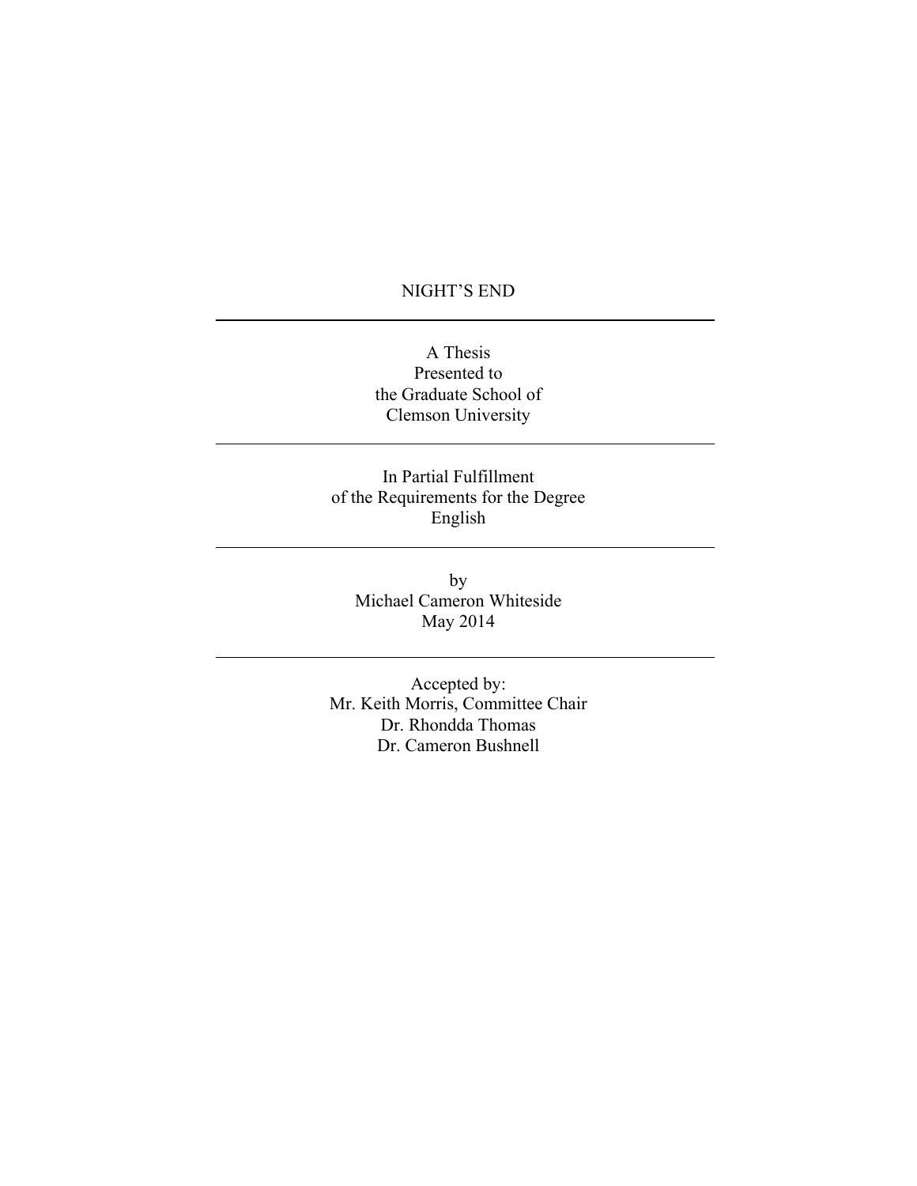# NIGHT'S END

---

A Thesis
Presented to
the Graduate School of
Clemson University

---

In Partial Fulfillment
of the Requirements for the Degree
English

---

by
Michael Cameron Whiteside
May 2014

---

Accepted by:
Mr. Keith Morris, Committee Chair
Dr. Rhondda Thomas
Dr. Cameron Bushnell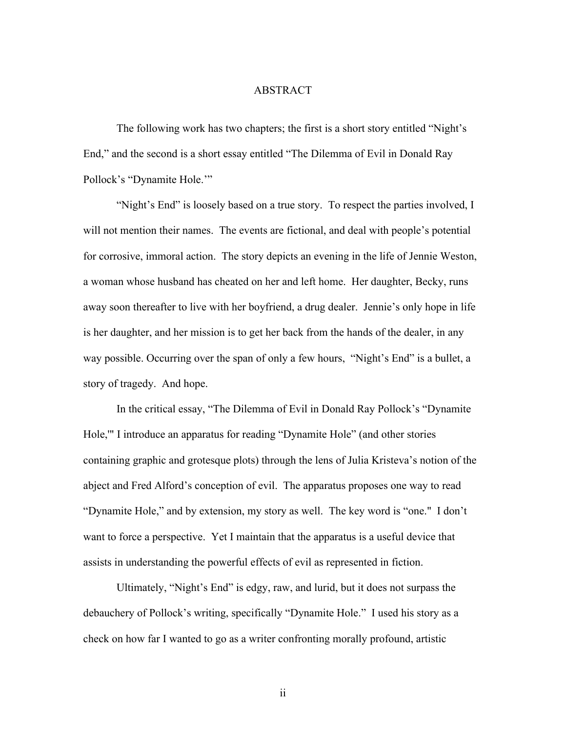# ABSTRACT

The following work has two chapters; the first is a short story entitled "Night's End," and the second is a short essay entitled "The Dilemma of Evil in Donald Ray Pollock's "Dynamite Hole.'"

"Night's End" is loosely based on a true story. To respect the parties involved, I will not mention their names. The events are fictional, and deal with people's potential for corrosive, immoral action. The story depicts an evening in the life of Jennie Weston, a woman whose husband has cheated on her and left home. Her daughter, Becky, runs away soon thereafter to live with her boyfriend, a drug dealer. Jennie's only hope in life is her daughter, and her mission is to get her back from the hands of the dealer, in any way possible. Occurring over the span of only a few hours, "Night's End" is a bullet, a story of tragedy. And hope.

In the critical essay, "The Dilemma of Evil in Donald Ray Pollock's "Dynamite Hole,'" I introduce an apparatus for reading "Dynamite Hole" (and other stories containing graphic and grotesque plots) through the lens of Julia Kristeva's notion of the abject and Fred Alford's conception of evil. The apparatus proposes one way to read "Dynamite Hole," and by extension, my story as well. The key word is "one." I don't want to force a perspective. Yet I maintain that the apparatus is a useful device that assists in understanding the powerful effects of evil as represented in fiction.

Ultimately, "Night's End" is edgy, raw, and lurid, but it does not surpass the debauchery of Pollock's writing, specifically "Dynamite Hole." I used his story as a check on how far I wanted to go as a writer confronting morally profound, artistic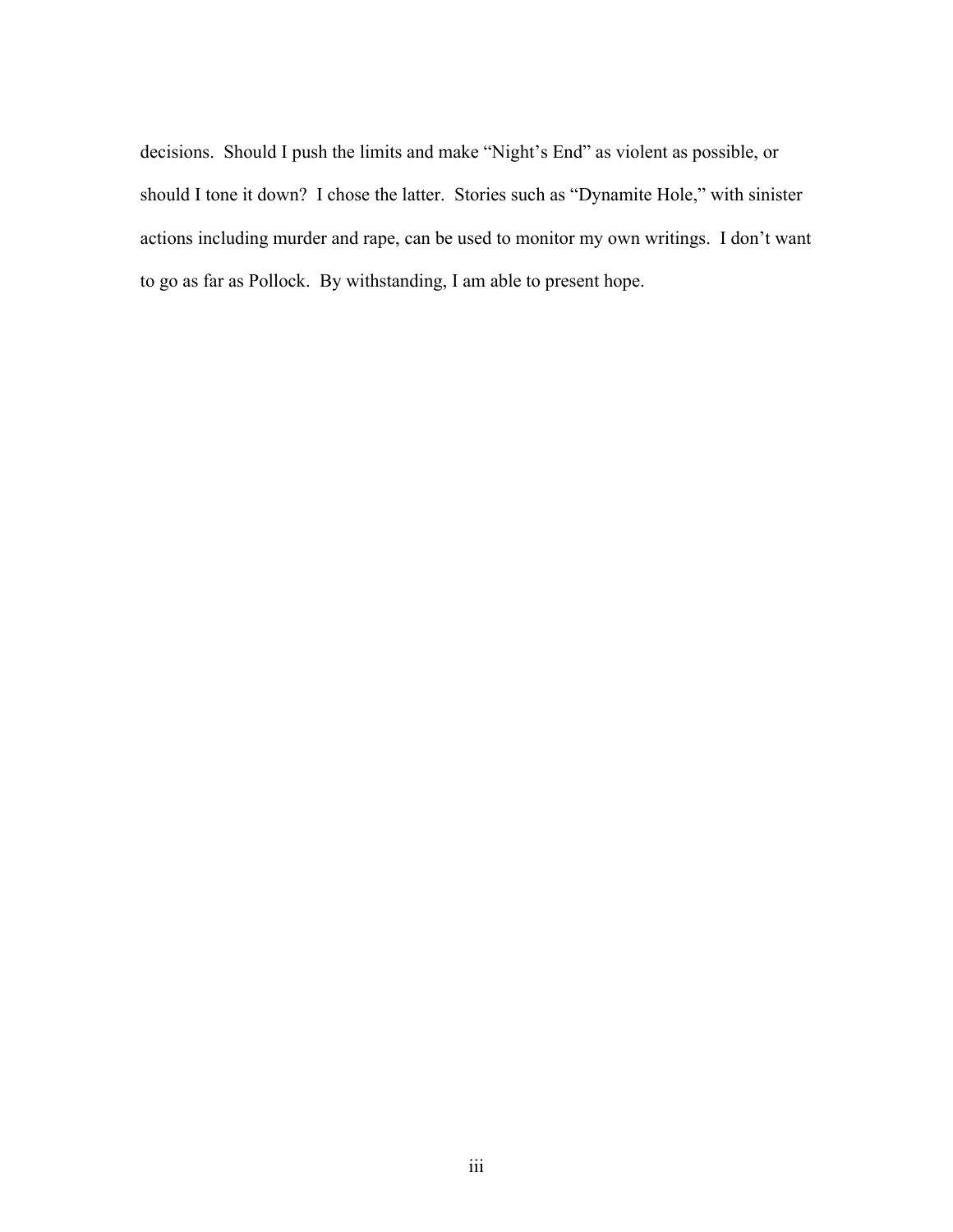decisions. Should I push the limits and make “Night’s End” as violent as possible, or should I tone it down? I chose the latter. Stories such as “Dynamite Hole,” with sinister actions including murder and rape, can be used to monitor my own writings. I don’t want to go as far as Pollock. By withstanding, I am able to present hope.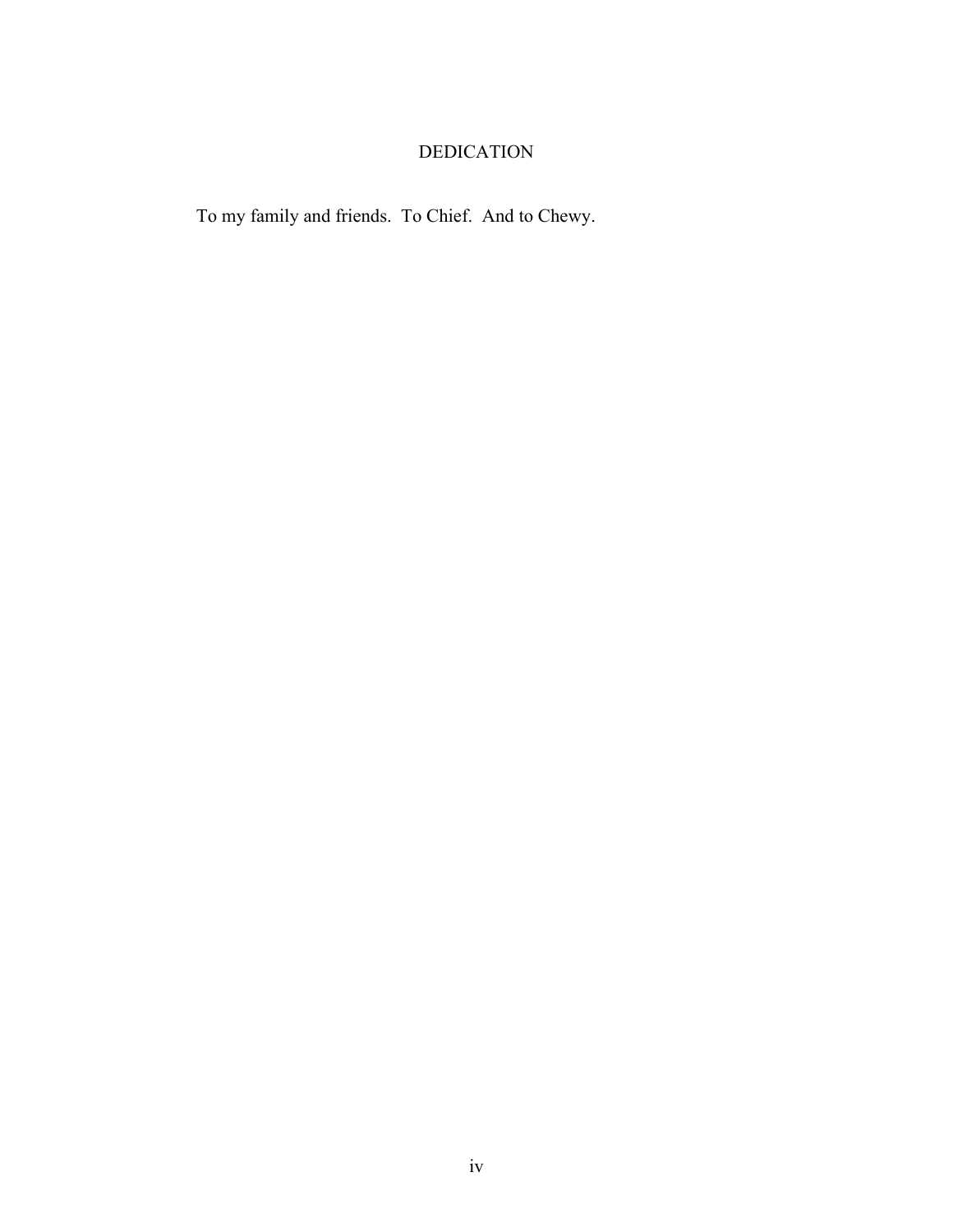# DEDICATION

To my family and friends. To Chief. And to Chewy.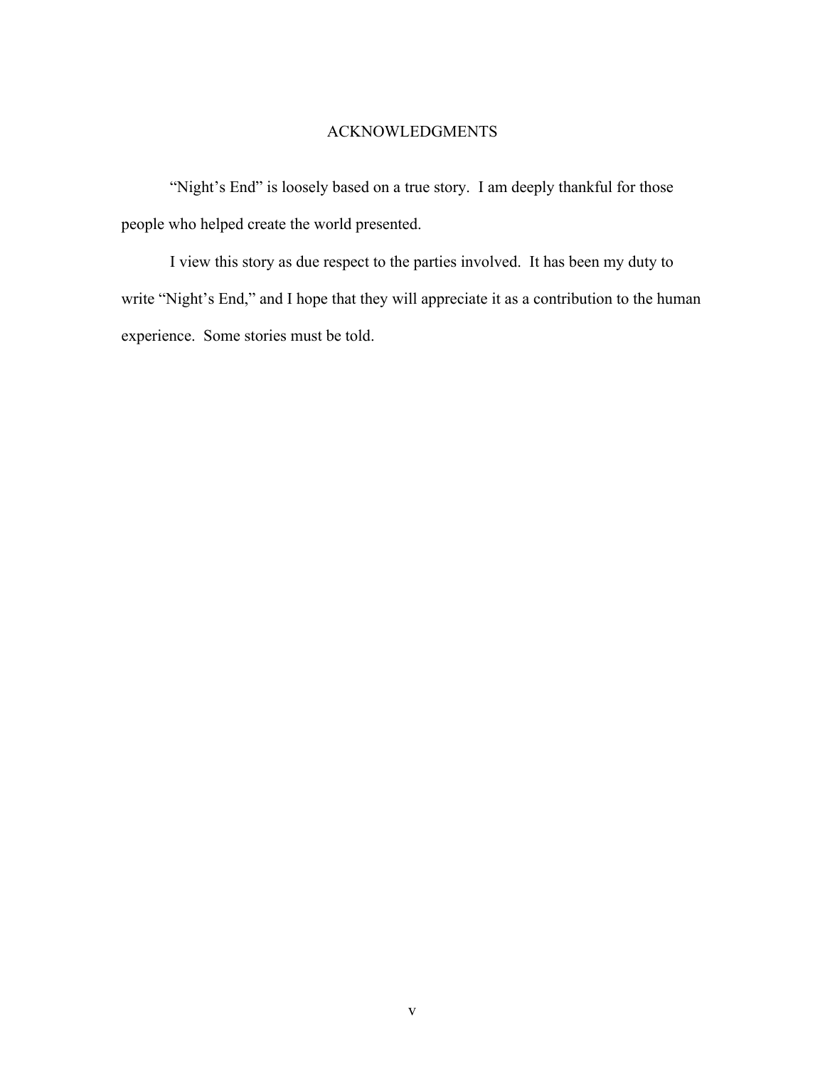# ACKNOWLEDGMENTS

"Night's End" is loosely based on a true story. I am deeply thankful for those people who helped create the world presented.

I view this story as due respect to the parties involved. It has been my duty to write "Night's End," and I hope that they will appreciate it as a contribution to the human experience. Some stories must be told.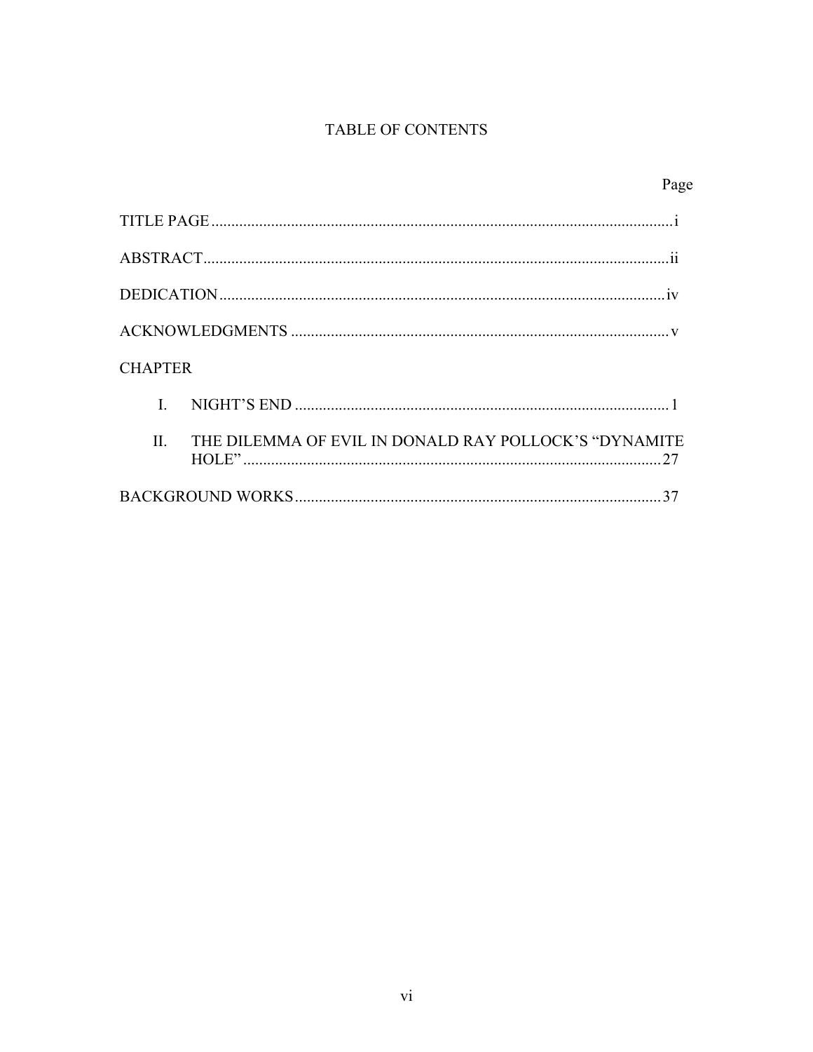# TABLE OF CONTENTS

| | Page |
|---|---|
| TITLE PAGE | i |
| ABSTRACT | ii |
| DEDICATION | iv |
| ACKNOWLEDGMENTS | v |
| CHAPTER | |
| I. NIGHT'S END | 1 |
| II. THE DILEMMA OF EVIL IN DONALD RAY POLLOCK'S "DYNAMITE HOLE" | 27 |
| BACKGROUND WORKS | 37 |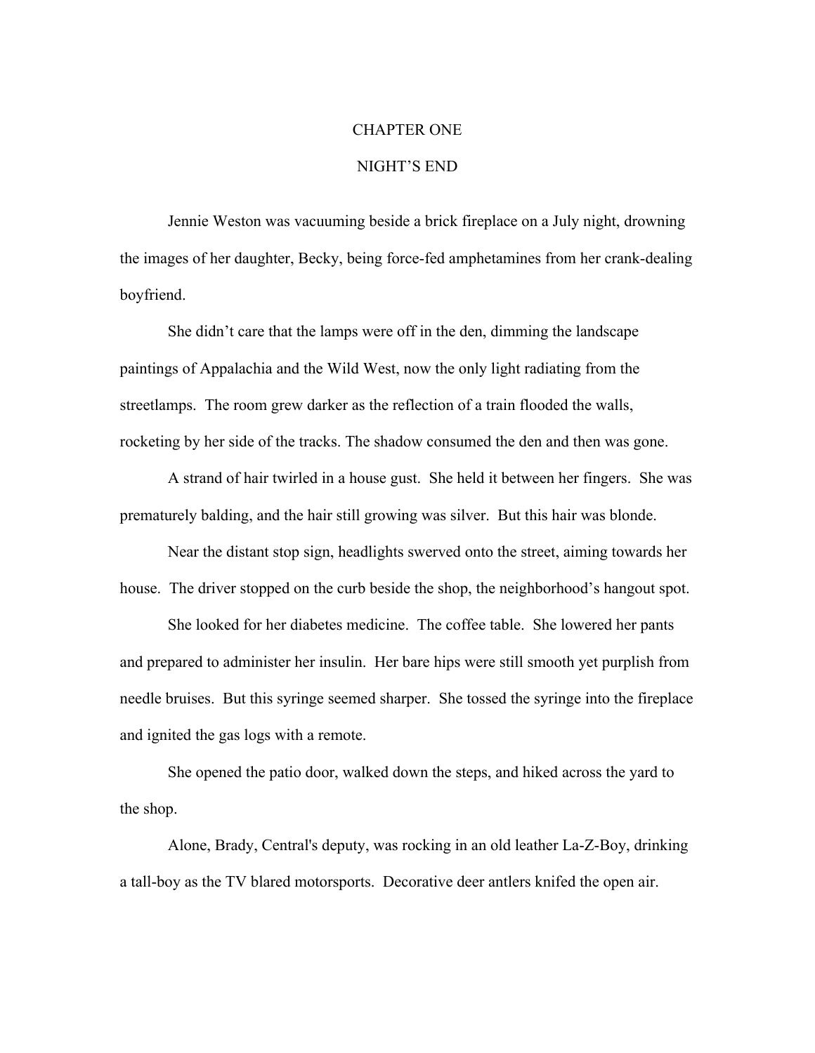# CHAPTER ONE

## NIGHT'S END

Jennie Weston was vacuuming beside a brick fireplace on a July night, drowning the images of her daughter, Becky, being force-fed amphetamines from her crank-dealing boyfriend.

She didn't care that the lamps were off in the den, dimming the landscape paintings of Appalachia and the Wild West, now the only light radiating from the streetlamps. The room grew darker as the reflection of a train flooded the walls, rocketing by her side of the tracks. The shadow consumed the den and then was gone.

A strand of hair twirled in a house gust. She held it between her fingers. She was prematurely balding, and the hair still growing was silver. But this hair was blonde.

Near the distant stop sign, headlights swerved onto the street, aiming towards her house. The driver stopped on the curb beside the shop, the neighborhood's hangout spot.

She looked for her diabetes medicine. The coffee table. She lowered her pants and prepared to administer her insulin. Her bare hips were still smooth yet purplish from needle bruises. But this syringe seemed sharper. She tossed the syringe into the fireplace and ignited the gas logs with a remote.

She opened the patio door, walked down the steps, and hiked across the yard to the shop.

Alone, Brady, Central's deputy, was rocking in an old leather La-Z-Boy, drinking a tall-boy as the TV blared motorsports. Decorative deer antlers knifed the open air.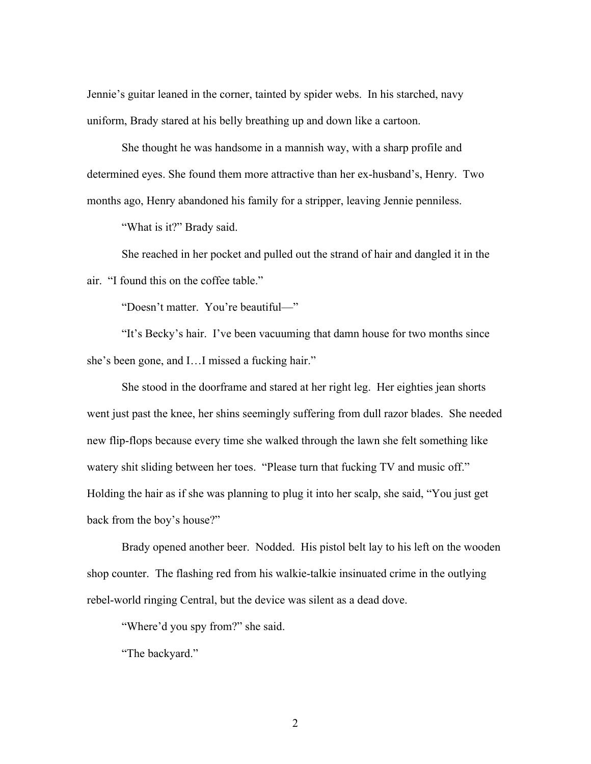Jennie's guitar leaned in the corner, tainted by spider webs. In his starched, navy uniform, Brady stared at his belly breathing up and down like a cartoon.

She thought he was handsome in a mannish way, with a sharp profile and determined eyes. She found them more attractive than her ex-husband's, Henry. Two months ago, Henry abandoned his family for a stripper, leaving Jennie penniless.

"What is it?" Brady said.

She reached in her pocket and pulled out the strand of hair and dangled it in the air. "I found this on the coffee table."

"Doesn't matter. You're beautiful—"

"It's Becky's hair. I've been vacuuming that damn house for two months since she's been gone, and I…I missed a fucking hair."

She stood in the doorframe and stared at her right leg. Her eighties jean shorts went just past the knee, her shins seemingly suffering from dull razor blades. She needed new flip-flops because every time she walked through the lawn she felt something like watery shit sliding between her toes. "Please turn that fucking TV and music off." Holding the hair as if she was planning to plug it into her scalp, she said, "You just get back from the boy's house?"

Brady opened another beer. Nodded. His pistol belt lay to his left on the wooden shop counter. The flashing red from his walkie-talkie insinuated crime in the outlying rebel-world ringing Central, but the device was silent as a dead dove.

"Where'd you spy from?" she said.

"The backyard."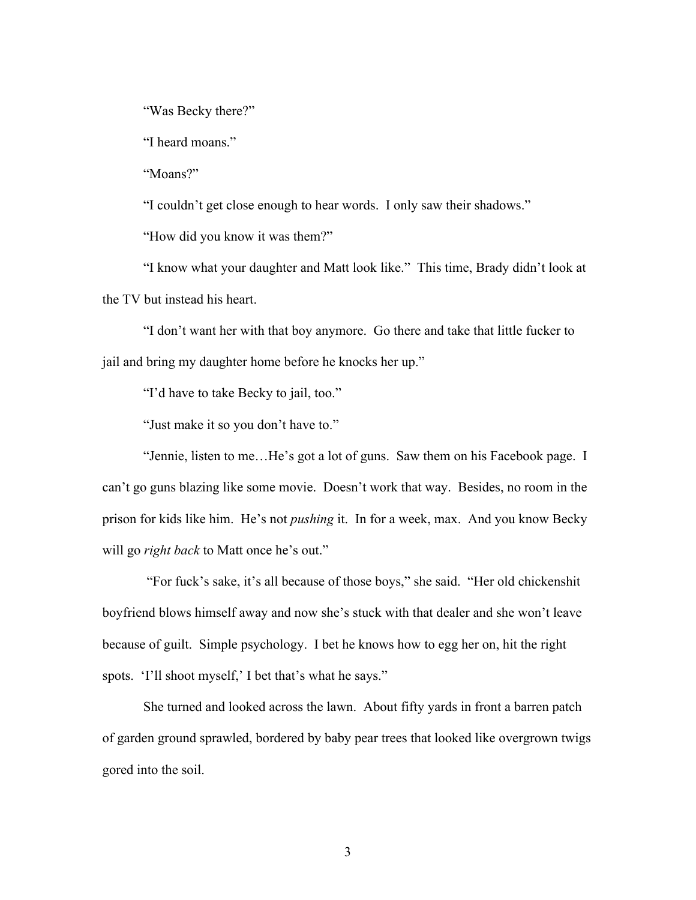"Was Becky there?"

"I heard moans."

"Moans?"

"I couldn't get close enough to hear words. I only saw their shadows."

"How did you know it was them?"

"I know what your daughter and Matt look like." This time, Brady didn't look at the TV but instead his heart.

"I don't want her with that boy anymore. Go there and take that little fucker to jail and bring my daughter home before he knocks her up."

"I'd have to take Becky to jail, too."

"Just make it so you don't have to."

"Jennie, listen to me…He's got a lot of guns. Saw them on his Facebook page. I can't go guns blazing like some movie. Doesn't work that way. Besides, no room in the prison for kids like him. He's not *pushing* it. In for a week, max. And you know Becky will go *right back* to Matt once he's out."

"For fuck's sake, it's all because of those boys," she said. "Her old chickenshit boyfriend blows himself away and now she's stuck with that dealer and she won't leave because of guilt. Simple psychology. I bet he knows how to egg her on, hit the right spots. 'I'll shoot myself,' I bet that's what he says."

She turned and looked across the lawn. About fifty yards in front a barren patch of garden ground sprawled, bordered by baby pear trees that looked like overgrown twigs gored into the soil.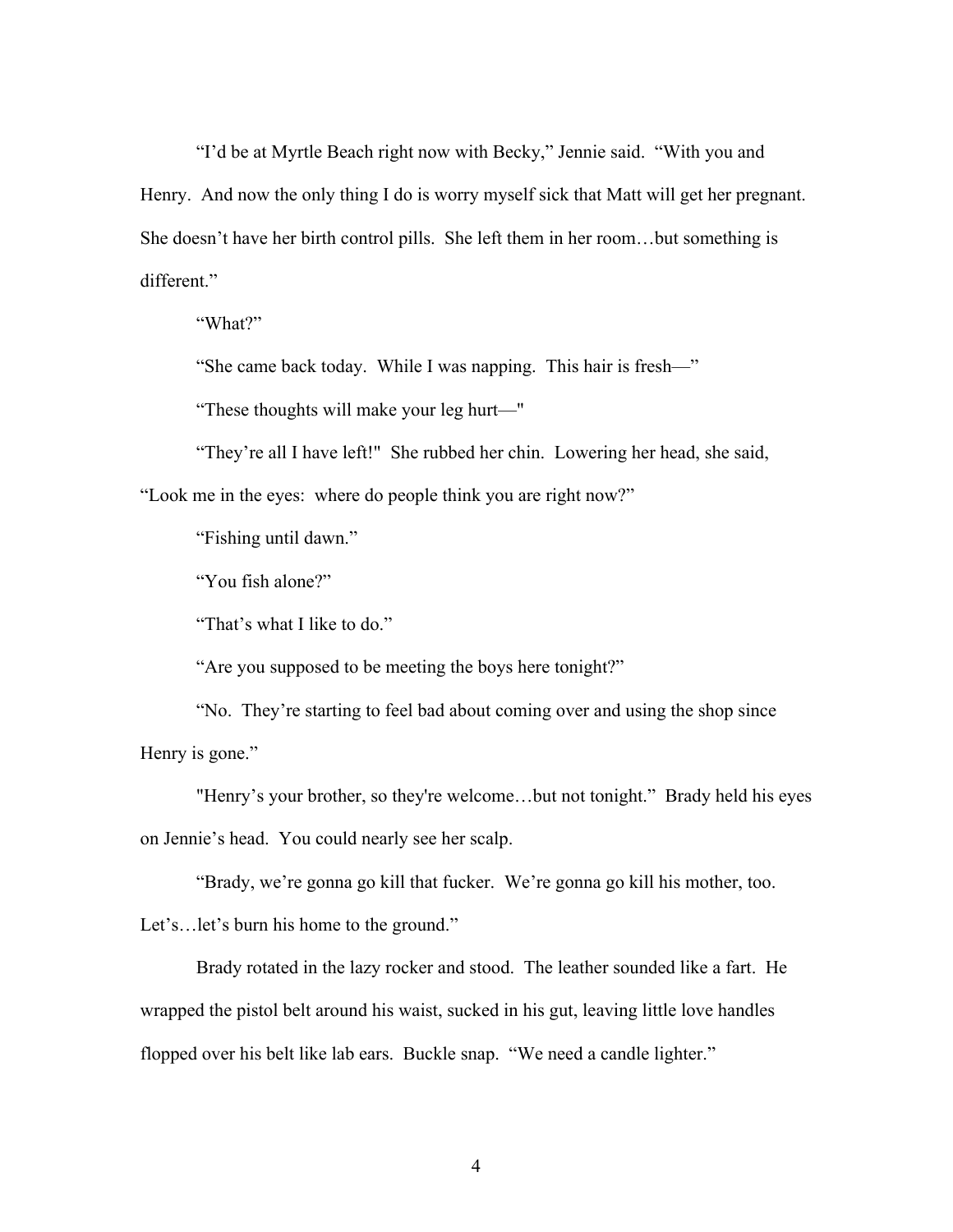"I'd be at Myrtle Beach right now with Becky," Jennie said. "With you and Henry. And now the only thing I do is worry myself sick that Matt will get her pregnant. She doesn't have her birth control pills. She left them in her room…but something is different."

"What?"

"She came back today. While I was napping. This hair is fresh—"

"These thoughts will make your leg hurt—"

"They're all I have left!" She rubbed her chin. Lowering her head, she said, "Look me in the eyes: where do people think you are right now?"

"Fishing until dawn."

"You fish alone?"

"That's what I like to do."

"Are you supposed to be meeting the boys here tonight?"

"No. They're starting to feel bad about coming over and using the shop since Henry is gone."

"Henry's your brother, so they're welcome…but not tonight." Brady held his eyes on Jennie's head. You could nearly see her scalp.

"Brady, we're gonna go kill that fucker. We're gonna go kill his mother, too. Let's…let's burn his home to the ground."

Brady rotated in the lazy rocker and stood. The leather sounded like a fart. He wrapped the pistol belt around his waist, sucked in his gut, leaving little love handles flopped over his belt like lab ears. Buckle snap. "We need a candle lighter."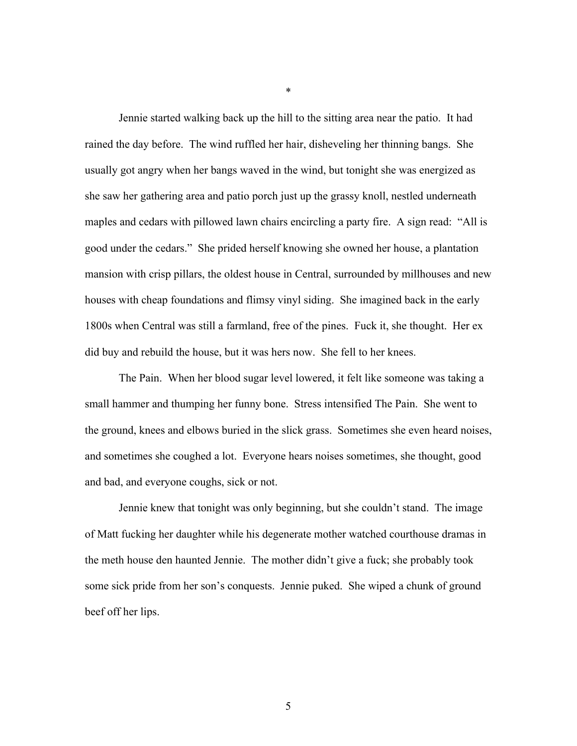*

Jennie started walking back up the hill to the sitting area near the patio. It had rained the day before. The wind ruffled her hair, disheveling her thinning bangs. She usually got angry when her bangs waved in the wind, but tonight she was energized as she saw her gathering area and patio porch just up the grassy knoll, nestled underneath maples and cedars with pillowed lawn chairs encircling a party fire. A sign read: "All is good under the cedars." She prided herself knowing she owned her house, a plantation mansion with crisp pillars, the oldest house in Central, surrounded by millhouses and new houses with cheap foundations and flimsy vinyl siding. She imagined back in the early 1800s when Central was still a farmland, free of the pines. Fuck it, she thought. Her ex did buy and rebuild the house, but it was hers now. She fell to her knees.

The Pain. When her blood sugar level lowered, it felt like someone was taking a small hammer and thumping her funny bone. Stress intensified The Pain. She went to the ground, knees and elbows buried in the slick grass. Sometimes she even heard noises, and sometimes she coughed a lot. Everyone hears noises sometimes, she thought, good and bad, and everyone coughs, sick or not.

Jennie knew that tonight was only beginning, but she couldn't stand. The image of Matt fucking her daughter while his degenerate mother watched courthouse dramas in the meth house den haunted Jennie. The mother didn't give a fuck; she probably took some sick pride from her son's conquests. Jennie puked. She wiped a chunk of ground beef off her lips.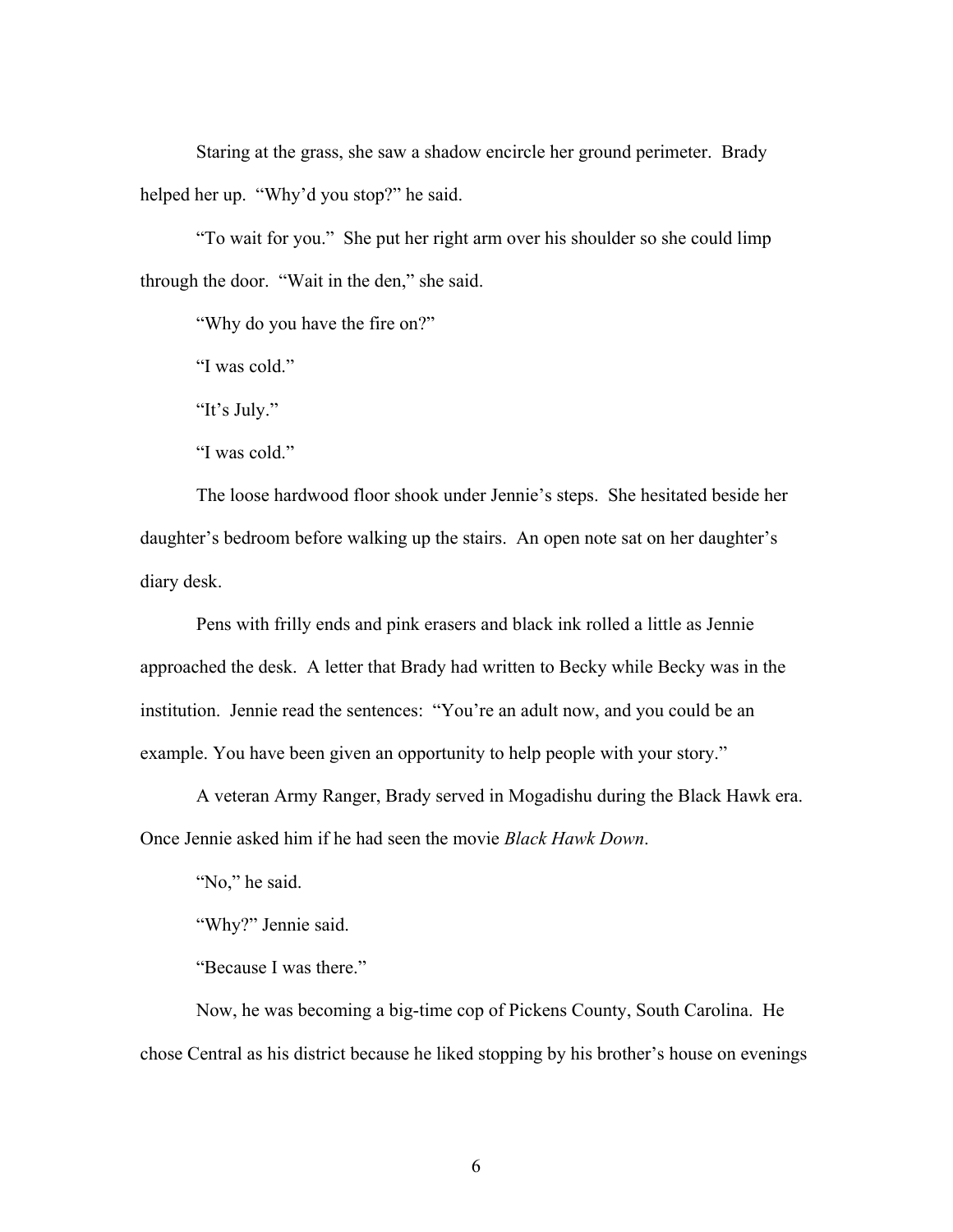Staring at the grass, she saw a shadow encircle her ground perimeter. Brady helped her up. "Why'd you stop?" he said.

"To wait for you." She put her right arm over his shoulder so she could limp through the door. "Wait in the den," she said.

"Why do you have the fire on?"

"I was cold."

"It's July."

"I was cold."

The loose hardwood floor shook under Jennie's steps. She hesitated beside her daughter's bedroom before walking up the stairs. An open note sat on her daughter's diary desk.

Pens with frilly ends and pink erasers and black ink rolled a little as Jennie approached the desk. A letter that Brady had written to Becky while Becky was in the institution. Jennie read the sentences: "You're an adult now, and you could be an example. You have been given an opportunity to help people with your story."

A veteran Army Ranger, Brady served in Mogadishu during the Black Hawk era. Once Jennie asked him if he had seen the movie *Black Hawk Down*.

"No," he said.

"Why?" Jennie said.

"Because I was there."

Now, he was becoming a big-time cop of Pickens County, South Carolina. He chose Central as his district because he liked stopping by his brother's house on evenings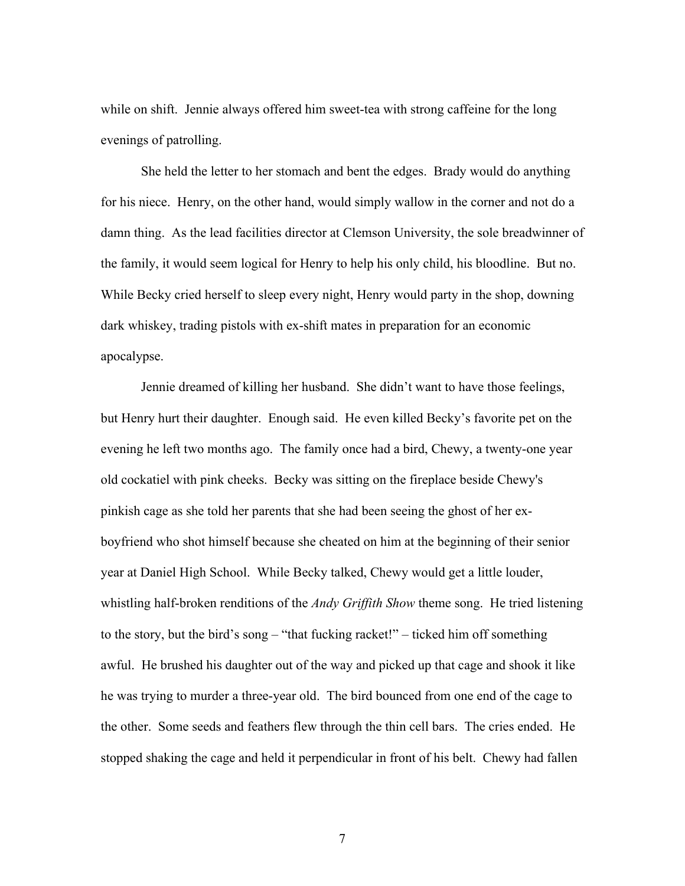while on shift. Jennie always offered him sweet-tea with strong caffeine for the long evenings of patrolling.

She held the letter to her stomach and bent the edges. Brady would do anything for his niece. Henry, on the other hand, would simply wallow in the corner and not do a damn thing. As the lead facilities director at Clemson University, the sole breadwinner of the family, it would seem logical for Henry to help his only child, his bloodline. But no. While Becky cried herself to sleep every night, Henry would party in the shop, downing dark whiskey, trading pistols with ex-shift mates in preparation for an economic apocalypse.

Jennie dreamed of killing her husband. She didn't want to have those feelings, but Henry hurt their daughter. Enough said. He even killed Becky's favorite pet on the evening he left two months ago. The family once had a bird, Chewy, a twenty-one year old cockatiel with pink cheeks. Becky was sitting on the fireplace beside Chewy's pinkish cage as she told her parents that she had been seeing the ghost of her ex-boyfriend who shot himself because she cheated on him at the beginning of their senior year at Daniel High School. While Becky talked, Chewy would get a little louder, whistling half-broken renditions of the *Andy Griffith Show* theme song. He tried listening to the story, but the bird's song – "that fucking racket!" – ticked him off something awful. He brushed his daughter out of the way and picked up that cage and shook it like he was trying to murder a three-year old. The bird bounced from one end of the cage to the other. Some seeds and feathers flew through the thin cell bars. The cries ended. He stopped shaking the cage and held it perpendicular in front of his belt. Chewy had fallen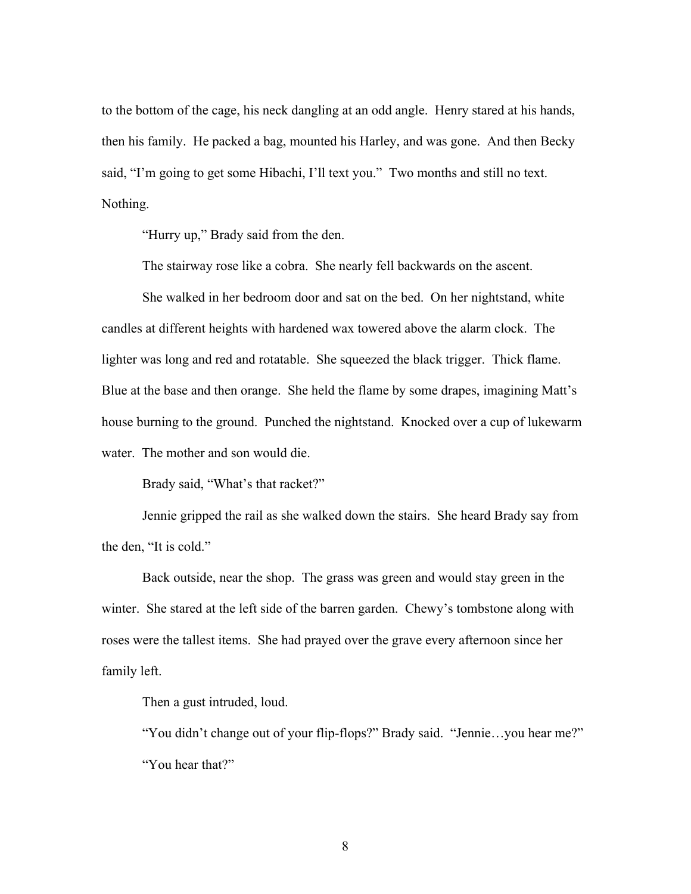to the bottom of the cage, his neck dangling at an odd angle. Henry stared at his hands, then his family. He packed a bag, mounted his Harley, and was gone. And then Becky said, "I'm going to get some Hibachi, I'll text you." Two months and still no text. Nothing.

"Hurry up," Brady said from the den.

The stairway rose like a cobra. She nearly fell backwards on the ascent.

She walked in her bedroom door and sat on the bed. On her nightstand, white candles at different heights with hardened wax towered above the alarm clock. The lighter was long and red and rotatable. She squeezed the black trigger. Thick flame. Blue at the base and then orange. She held the flame by some drapes, imagining Matt's house burning to the ground. Punched the nightstand. Knocked over a cup of lukewarm water. The mother and son would die.

Brady said, "What's that racket?"

Jennie gripped the rail as she walked down the stairs. She heard Brady say from the den, "It is cold."

Back outside, near the shop. The grass was green and would stay green in the winter. She stared at the left side of the barren garden. Chewy's tombstone along with roses were the tallest items. She had prayed over the grave every afternoon since her family left.

Then a gust intruded, loud.

"You didn't change out of your flip-flops?" Brady said. "Jennie…you hear me?"

"You hear that?"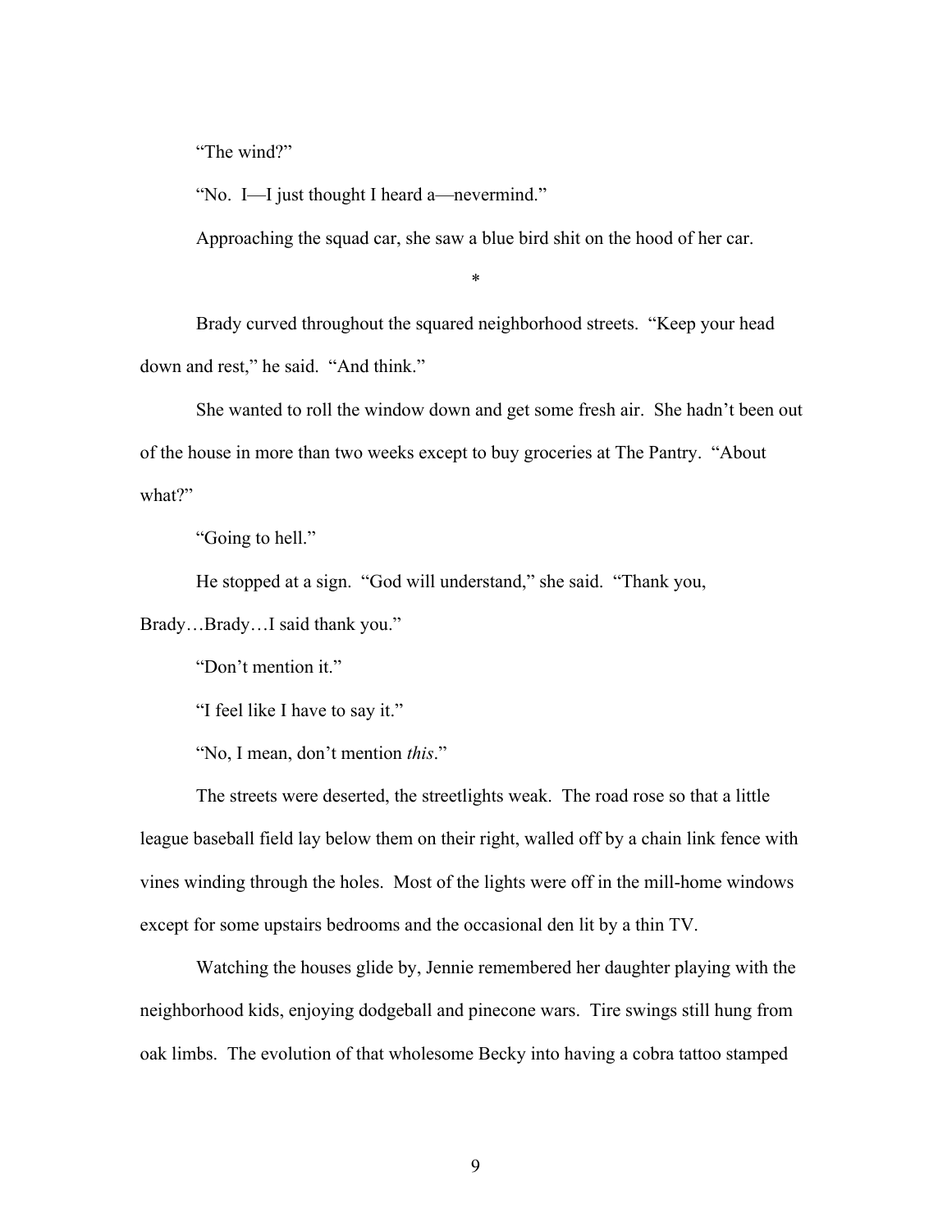"The wind?"

"No. I—I just thought I heard a—nevermind."

Approaching the squad car, she saw a blue bird shit on the hood of her car.

*

Brady curved throughout the squared neighborhood streets. "Keep your head down and rest," he said. "And think."

She wanted to roll the window down and get some fresh air. She hadn't been out of the house in more than two weeks except to buy groceries at The Pantry. "About what?"

"Going to hell."

He stopped at a sign. "God will understand," she said. "Thank you, Brady…Brady…I said thank you."

"Don't mention it."

"I feel like I have to say it."

"No, I mean, don't mention *this*."

The streets were deserted, the streetlights weak. The road rose so that a little league baseball field lay below them on their right, walled off by a chain link fence with vines winding through the holes. Most of the lights were off in the mill-home windows except for some upstairs bedrooms and the occasional den lit by a thin TV.

Watching the houses glide by, Jennie remembered her daughter playing with the neighborhood kids, enjoying dodgeball and pinecone wars. Tire swings still hung from oak limbs. The evolution of that wholesome Becky into having a cobra tattoo stamped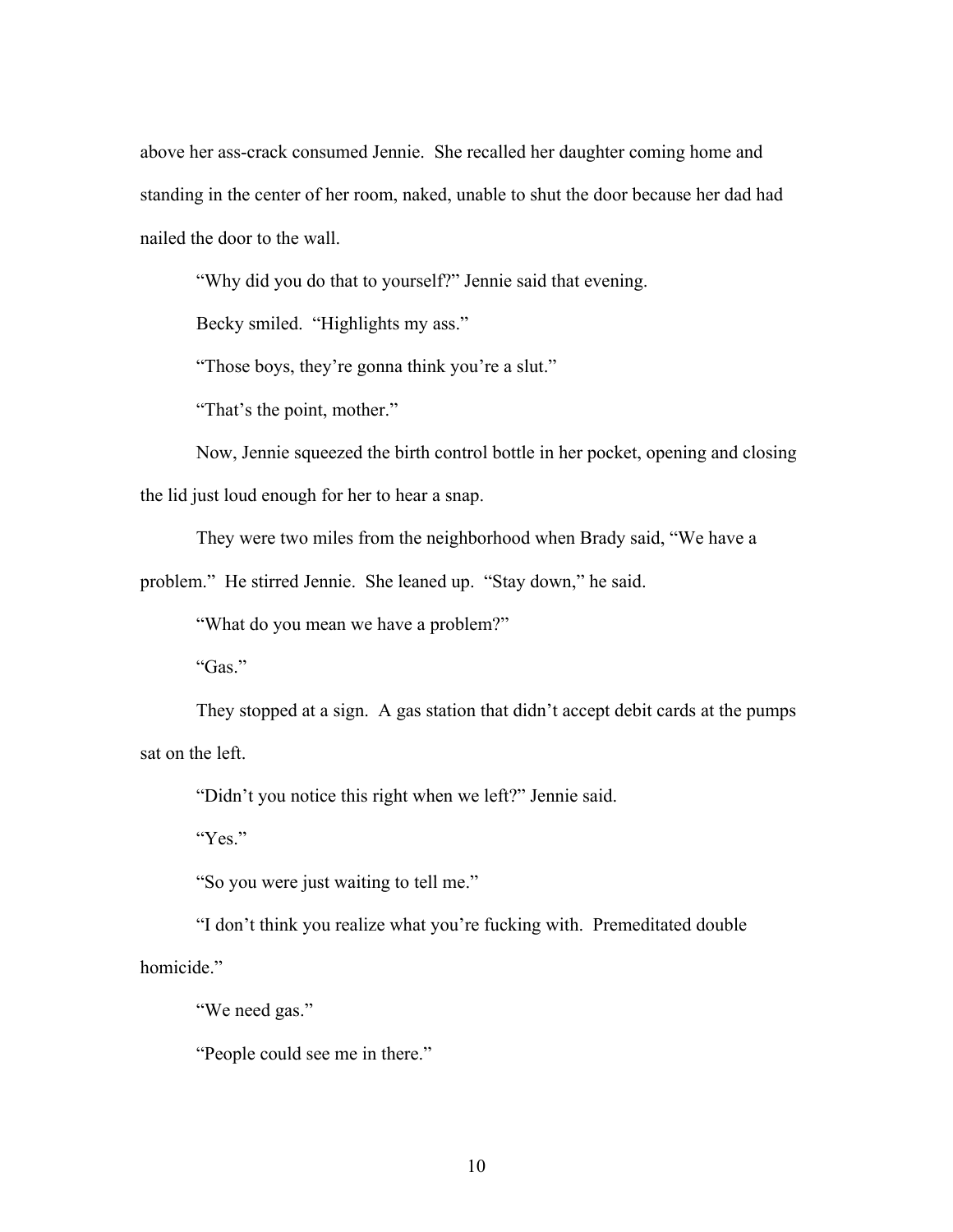above her ass-crack consumed Jennie. She recalled her daughter coming home and standing in the center of her room, naked, unable to shut the door because her dad had nailed the door to the wall.

"Why did you do that to yourself?" Jennie said that evening.

Becky smiled. "Highlights my ass."

"Those boys, they're gonna think you're a slut."

"That's the point, mother."

Now, Jennie squeezed the birth control bottle in her pocket, opening and closing the lid just loud enough for her to hear a snap.

They were two miles from the neighborhood when Brady said, "We have a problem." He stirred Jennie. She leaned up. "Stay down," he said.

"What do you mean we have a problem?"

"Gas."

They stopped at a sign. A gas station that didn't accept debit cards at the pumps sat on the left.

"Didn't you notice this right when we left?" Jennie said.

"Yes."

"So you were just waiting to tell me."

"I don't think you realize what you're fucking with. Premeditated double homicide."

"We need gas."

"People could see me in there."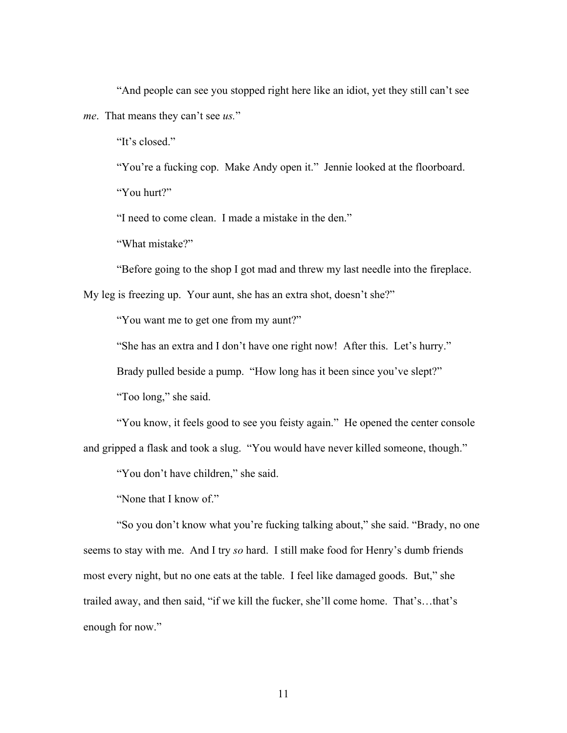"And people can see you stopped right here like an idiot, yet they still can't see *me*. That means they can't see *us.*"

"It's closed."

"You're a fucking cop. Make Andy open it." Jennie looked at the floorboard.

"You hurt?"

"I need to come clean. I made a mistake in the den."

"What mistake?"

"Before going to the shop I got mad and threw my last needle into the fireplace. My leg is freezing up. Your aunt, she has an extra shot, doesn't she?"

"You want me to get one from my aunt?"

"She has an extra and I don't have one right now! After this. Let's hurry."

Brady pulled beside a pump. "How long has it been since you've slept?"

"Too long," she said.

"You know, it feels good to see you feisty again." He opened the center console and gripped a flask and took a slug. "You would have never killed someone, though."

"You don't have children," she said.

"None that I know of."

"So you don't know what you're fucking talking about," she said. "Brady, no one seems to stay with me. And I try *so* hard. I still make food for Henry's dumb friends most every night, but no one eats at the table. I feel like damaged goods. But," she trailed away, and then said, "if we kill the fucker, she'll come home. That's…that's enough for now."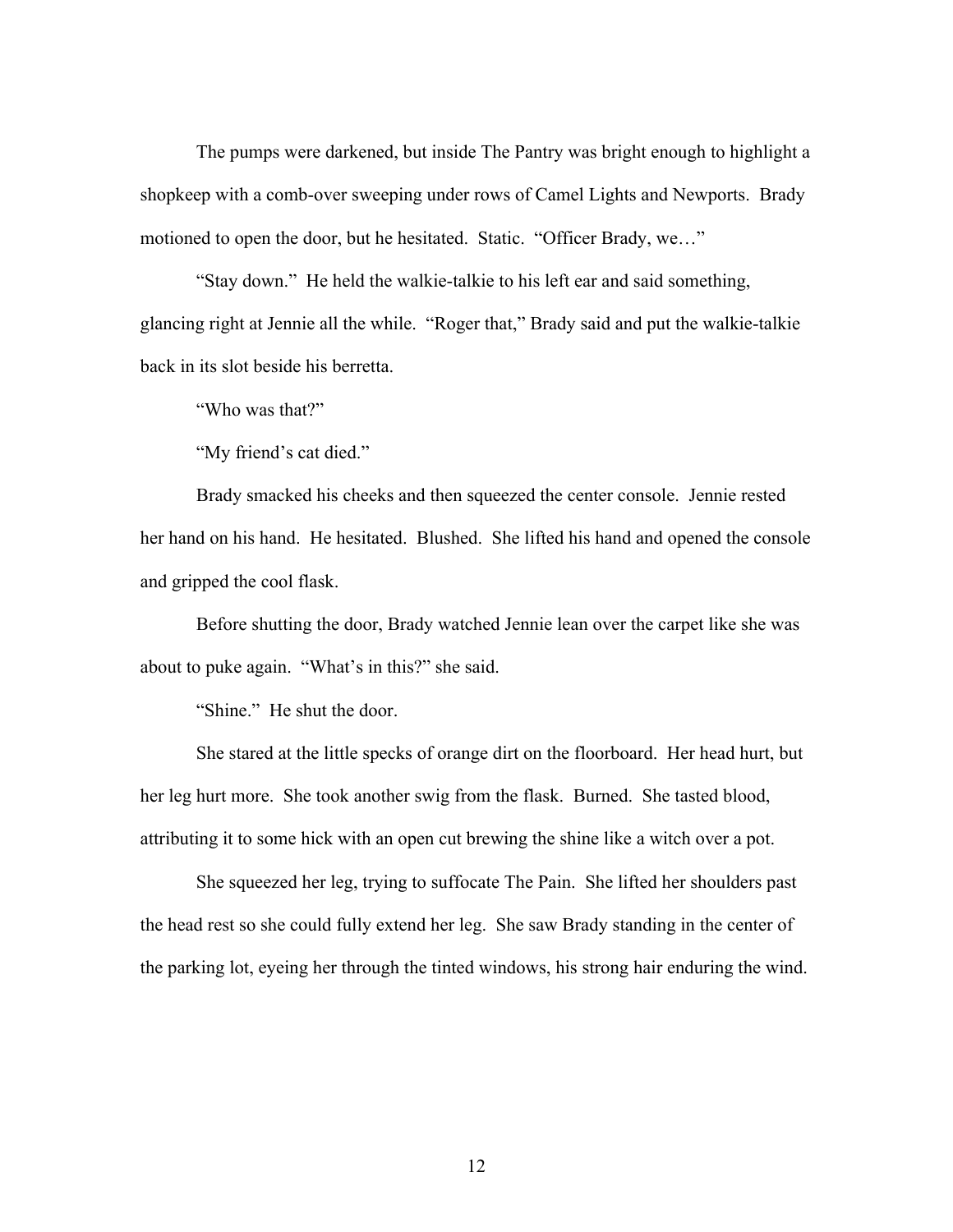The pumps were darkened, but inside The Pantry was bright enough to highlight a shopkeep with a comb-over sweeping under rows of Camel Lights and Newports. Brady motioned to open the door, but he hesitated. Static. "Officer Brady, we…"

"Stay down." He held the walkie-talkie to his left ear and said something, glancing right at Jennie all the while. "Roger that," Brady said and put the walkie-talkie back in its slot beside his berretta.

"Who was that?"

"My friend's cat died."

Brady smacked his cheeks and then squeezed the center console. Jennie rested her hand on his hand. He hesitated. Blushed. She lifted his hand and opened the console and gripped the cool flask.

Before shutting the door, Brady watched Jennie lean over the carpet like she was about to puke again. "What's in this?" she said.

"Shine." He shut the door.

She stared at the little specks of orange dirt on the floorboard. Her head hurt, but her leg hurt more. She took another swig from the flask. Burned. She tasted blood, attributing it to some hick with an open cut brewing the shine like a witch over a pot.

She squeezed her leg, trying to suffocate The Pain. She lifted her shoulders past the head rest so she could fully extend her leg. She saw Brady standing in the center of the parking lot, eyeing her through the tinted windows, his strong hair enduring the wind.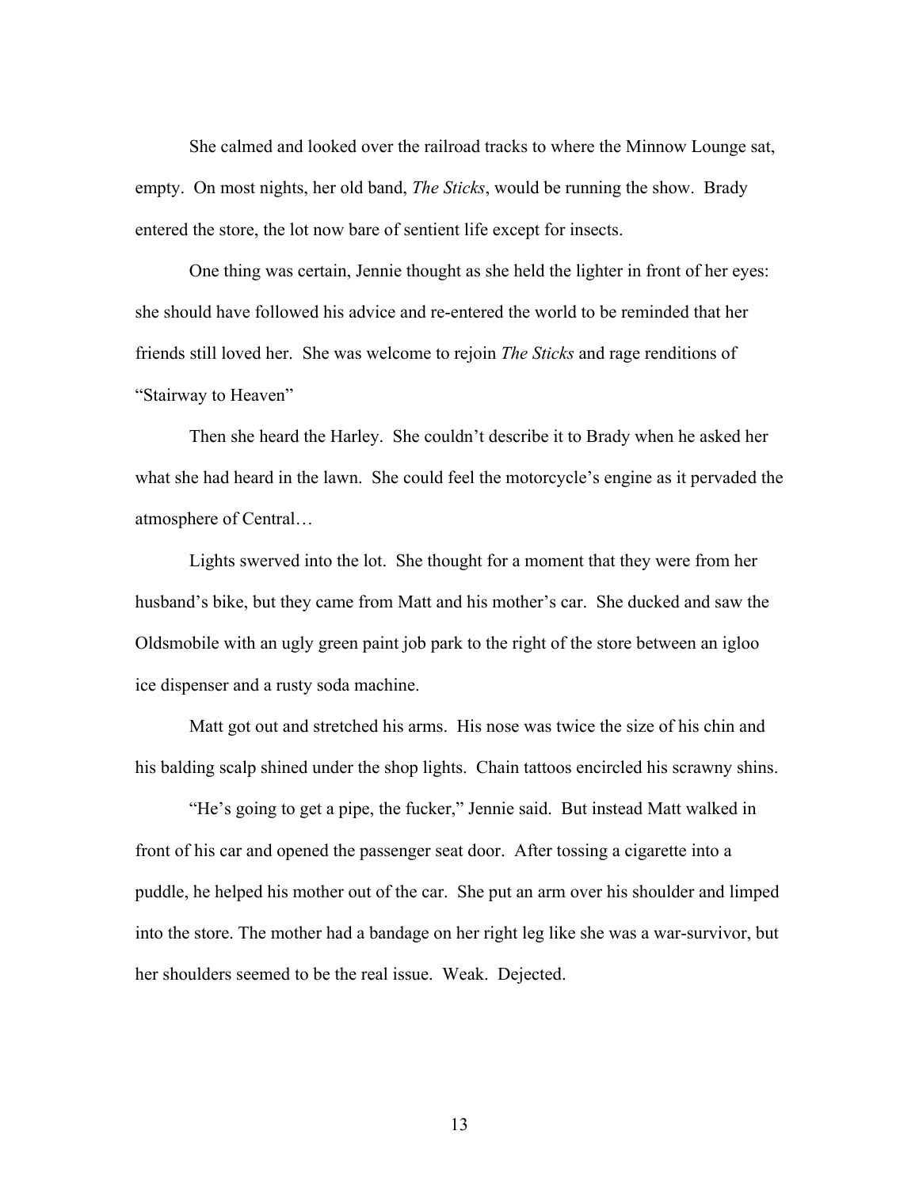She calmed and looked over the railroad tracks to where the Minnow Lounge sat, empty. On most nights, her old band, *The Sticks*, would be running the show. Brady entered the store, the lot now bare of sentient life except for insects.

One thing was certain, Jennie thought as she held the lighter in front of her eyes: she should have followed his advice and re-entered the world to be reminded that her friends still loved her. She was welcome to rejoin *The Sticks* and rage renditions of "Stairway to Heaven"

Then she heard the Harley. She couldn't describe it to Brady when he asked her what she had heard in the lawn. She could feel the motorcycle's engine as it pervaded the atmosphere of Central…

Lights swerved into the lot. She thought for a moment that they were from her husband's bike, but they came from Matt and his mother's car. She ducked and saw the Oldsmobile with an ugly green paint job park to the right of the store between an igloo ice dispenser and a rusty soda machine.

Matt got out and stretched his arms. His nose was twice the size of his chin and his balding scalp shined under the shop lights. Chain tattoos encircled his scrawny shins.

"He's going to get a pipe, the fucker," Jennie said. But instead Matt walked in front of his car and opened the passenger seat door. After tossing a cigarette into a puddle, he helped his mother out of the car. She put an arm over his shoulder and limped into the store. The mother had a bandage on her right leg like she was a war-survivor, but her shoulders seemed to be the real issue. Weak. Dejected.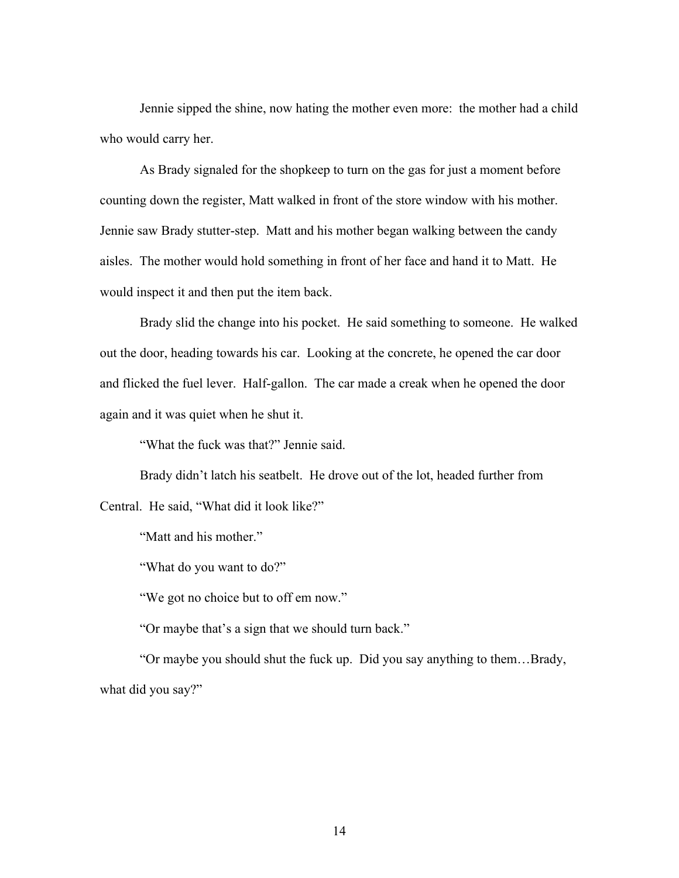Jennie sipped the shine, now hating the mother even more:  the mother had a child who would carry her.

As Brady signaled for the shopkeep to turn on the gas for just a moment before counting down the register, Matt walked in front of the store window with his mother. Jennie saw Brady stutter-step.  Matt and his mother began walking between the candy aisles.  The mother would hold something in front of her face and hand it to Matt.  He would inspect it and then put the item back.

Brady slid the change into his pocket.  He said something to someone.  He walked out the door, heading towards his car.  Looking at the concrete, he opened the car door and flicked the fuel lever.  Half-gallon.  The car made a creak when he opened the door again and it was quiet when he shut it.

"What the fuck was that?" Jennie said.

Brady didn't latch his seatbelt.  He drove out of the lot, headed further from Central.  He said, "What did it look like?"

"Matt and his mother."

"What do you want to do?"

"We got no choice but to off em now."

"Or maybe that's a sign that we should turn back."

"Or maybe you should shut the fuck up.  Did you say anything to them…Brady, what did you say?"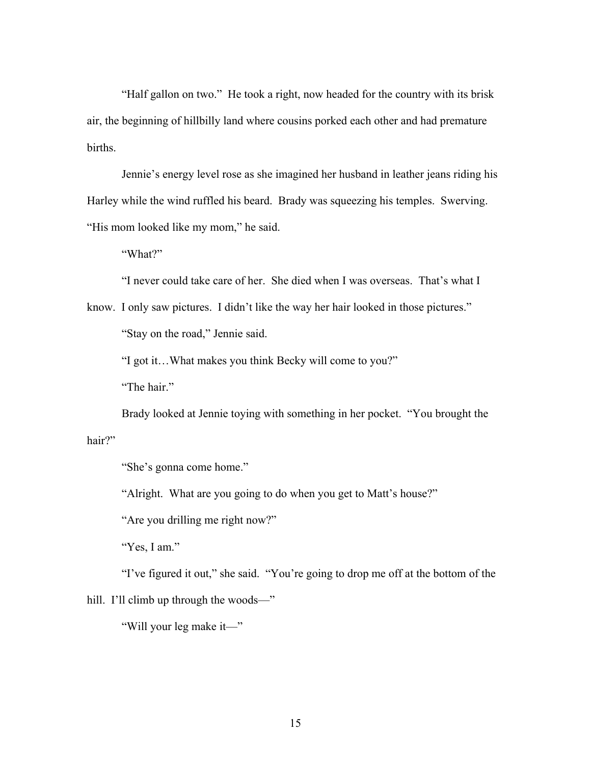"Half gallon on two." He took a right, now headed for the country with its brisk air, the beginning of hillbilly land where cousins porked each other and had premature births.

Jennie's energy level rose as she imagined her husband in leather jeans riding his Harley while the wind ruffled his beard. Brady was squeezing his temples. Swerving. "His mom looked like my mom," he said.

"What?"

"I never could take care of her. She died when I was overseas. That's what I know. I only saw pictures. I didn't like the way her hair looked in those pictures."

"Stay on the road," Jennie said.

"I got it…What makes you think Becky will come to you?"

"The hair."

Brady looked at Jennie toying with something in her pocket. "You brought the hair?"

"She's gonna come home."

"Alright. What are you going to do when you get to Matt's house?"

"Are you drilling me right now?"

"Yes, I am."

"I've figured it out," she said. "You're going to drop me off at the bottom of the hill. I'll climb up through the woods—"

"Will your leg make it—"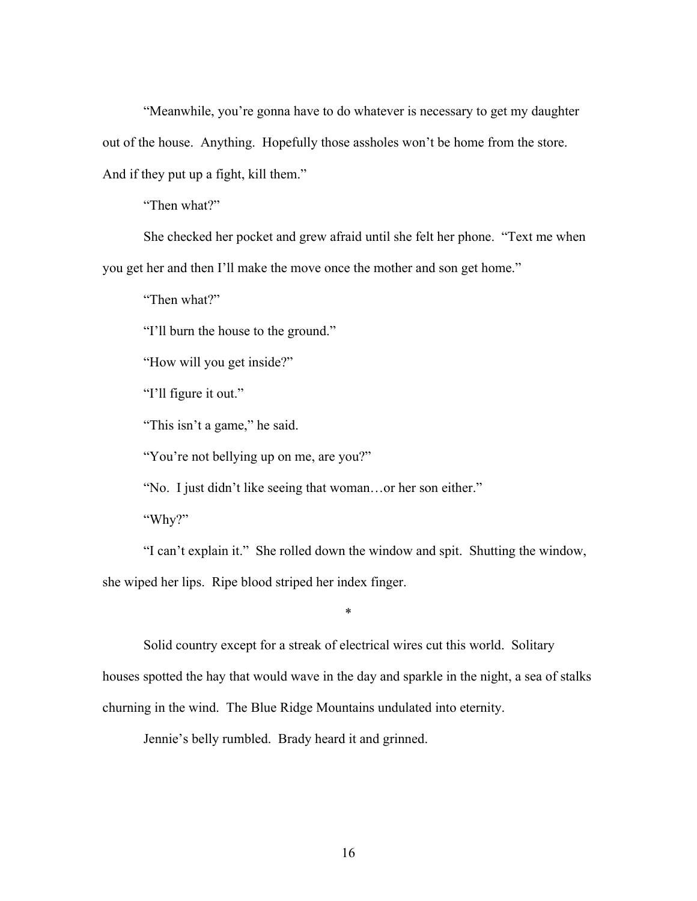"Meanwhile, you're gonna have to do whatever is necessary to get my daughter out of the house. Anything. Hopefully those assholes won't be home from the store. And if they put up a fight, kill them."

"Then what?"

She checked her pocket and grew afraid until she felt her phone. "Text me when you get her and then I'll make the move once the mother and son get home."

"Then what?"

"I'll burn the house to the ground."

"How will you get inside?"

"I'll figure it out."

"This isn't a game," he said.

"You're not bellying up on me, are you?"

"No. I just didn't like seeing that woman…or her son either."

"Why?"

"I can't explain it." She rolled down the window and spit. Shutting the window, she wiped her lips. Ripe blood striped her index finger.

*

Solid country except for a streak of electrical wires cut this world. Solitary houses spotted the hay that would wave in the day and sparkle in the night, a sea of stalks churning in the wind. The Blue Ridge Mountains undulated into eternity.

Jennie's belly rumbled. Brady heard it and grinned.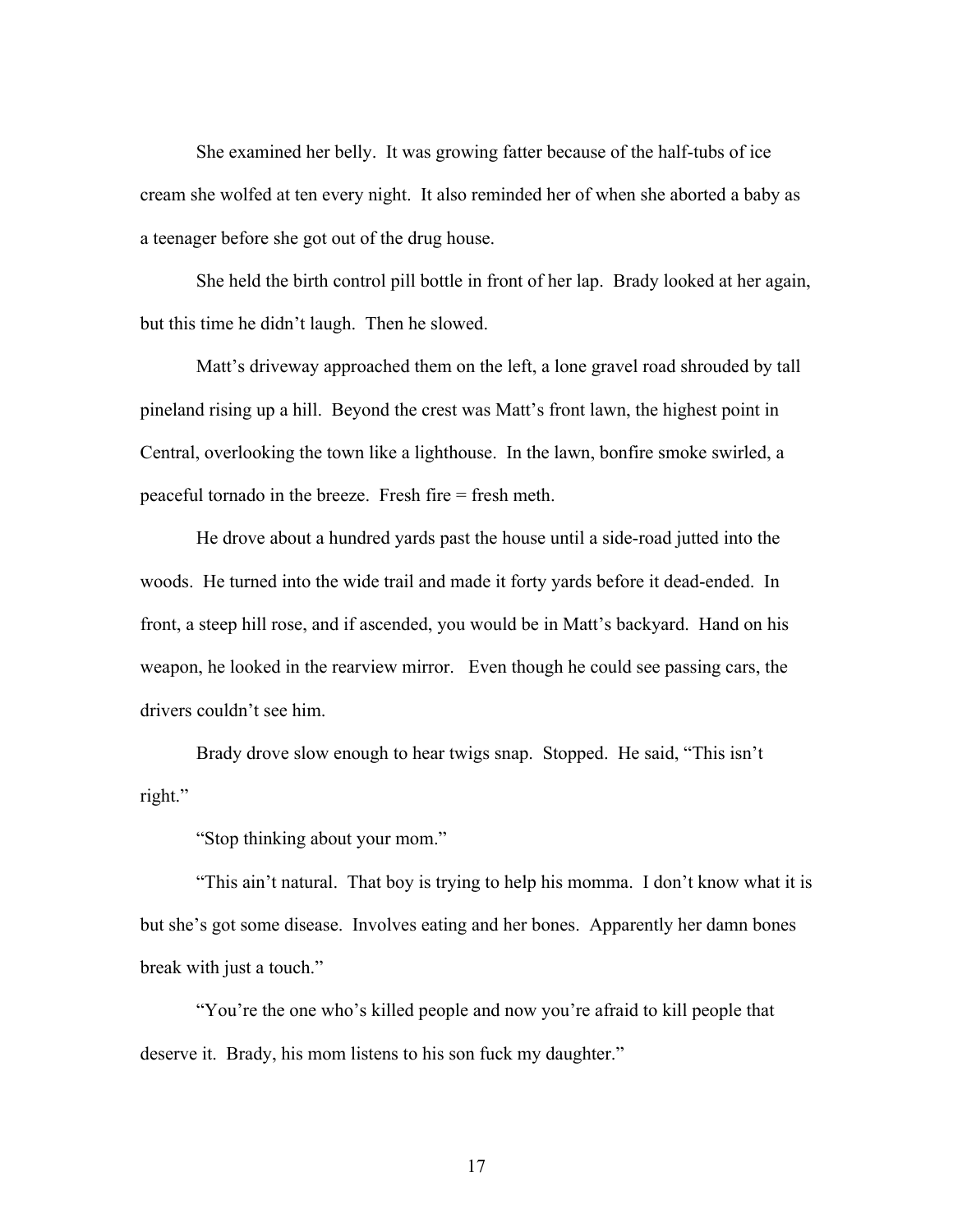She examined her belly. It was growing fatter because of the half-tubs of ice cream she wolfed at ten every night. It also reminded her of when she aborted a baby as a teenager before she got out of the drug house.

She held the birth control pill bottle in front of her lap. Brady looked at her again, but this time he didn't laugh. Then he slowed.

Matt's driveway approached them on the left, a lone gravel road shrouded by tall pineland rising up a hill. Beyond the crest was Matt's front lawn, the highest point in Central, overlooking the town like a lighthouse. In the lawn, bonfire smoke swirled, a peaceful tornado in the breeze. Fresh fire = fresh meth.

He drove about a hundred yards past the house until a side-road jutted into the woods. He turned into the wide trail and made it forty yards before it dead-ended. In front, a steep hill rose, and if ascended, you would be in Matt's backyard. Hand on his weapon, he looked in the rearview mirror. Even though he could see passing cars, the drivers couldn't see him.

Brady drove slow enough to hear twigs snap. Stopped. He said, "This isn't right."

"Stop thinking about your mom."

"This ain't natural. That boy is trying to help his momma. I don't know what it is but she's got some disease. Involves eating and her bones. Apparently her damn bones break with just a touch."

"You're the one who's killed people and now you're afraid to kill people that deserve it. Brady, his mom listens to his son fuck my daughter."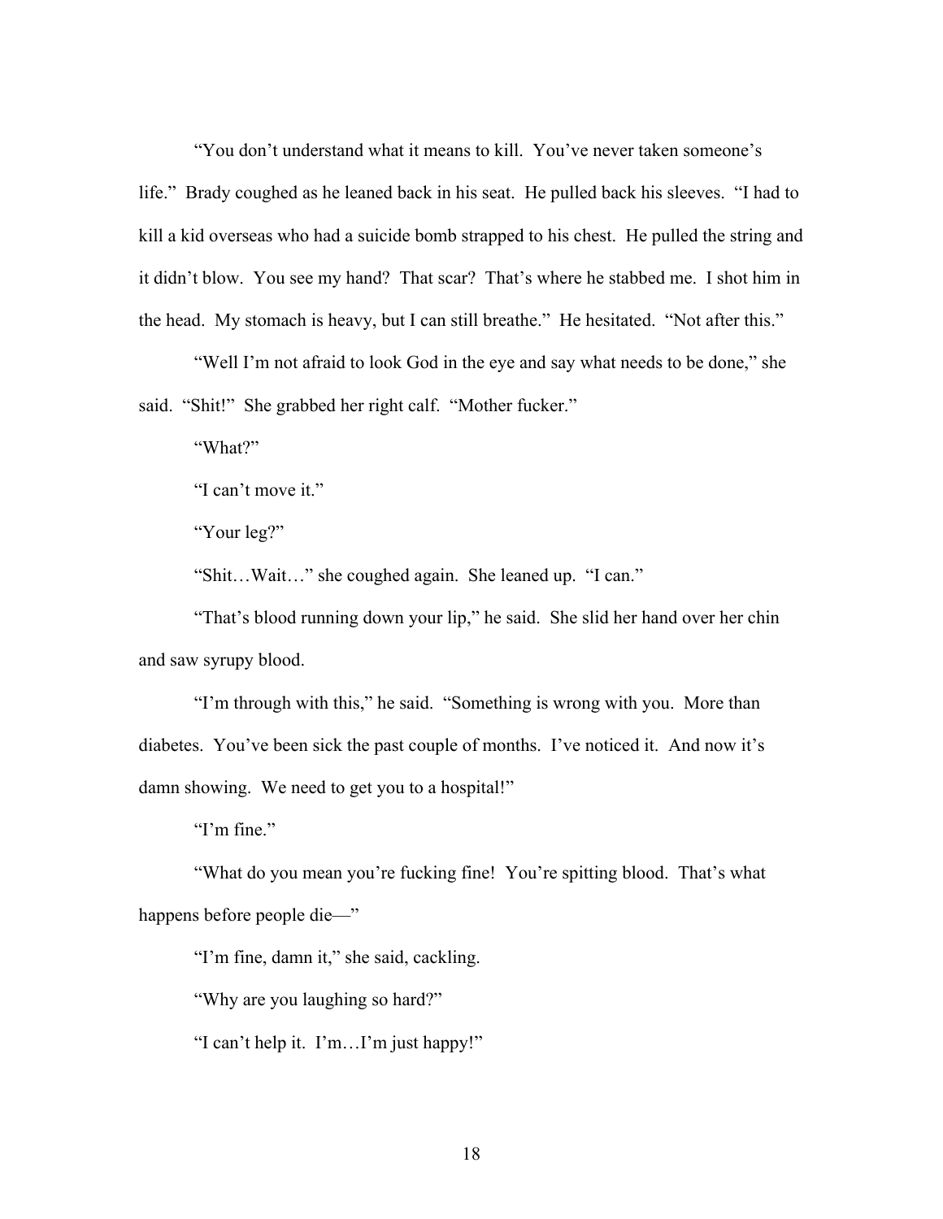"You don't understand what it means to kill. You've never taken someone's life." Brady coughed as he leaned back in his seat. He pulled back his sleeves. "I had to kill a kid overseas who had a suicide bomb strapped to his chest. He pulled the string and it didn't blow. You see my hand? That scar? That's where he stabbed me. I shot him in the head. My stomach is heavy, but I can still breathe." He hesitated. "Not after this."

"Well I'm not afraid to look God in the eye and say what needs to be done," she said. "Shit!" She grabbed her right calf. "Mother fucker."

"What?"

"I can't move it."

"Your leg?"

"Shit…Wait…" she coughed again. She leaned up. "I can."

"That's blood running down your lip," he said. She slid her hand over her chin and saw syrupy blood.

"I'm through with this," he said. "Something is wrong with you. More than diabetes. You've been sick the past couple of months. I've noticed it. And now it's damn showing. We need to get you to a hospital!"

"I'm fine."

"What do you mean you're fucking fine! You're spitting blood. That's what happens before people die—"

"I'm fine, damn it," she said, cackling.

"Why are you laughing so hard?"

"I can't help it. I'm…I'm just happy!"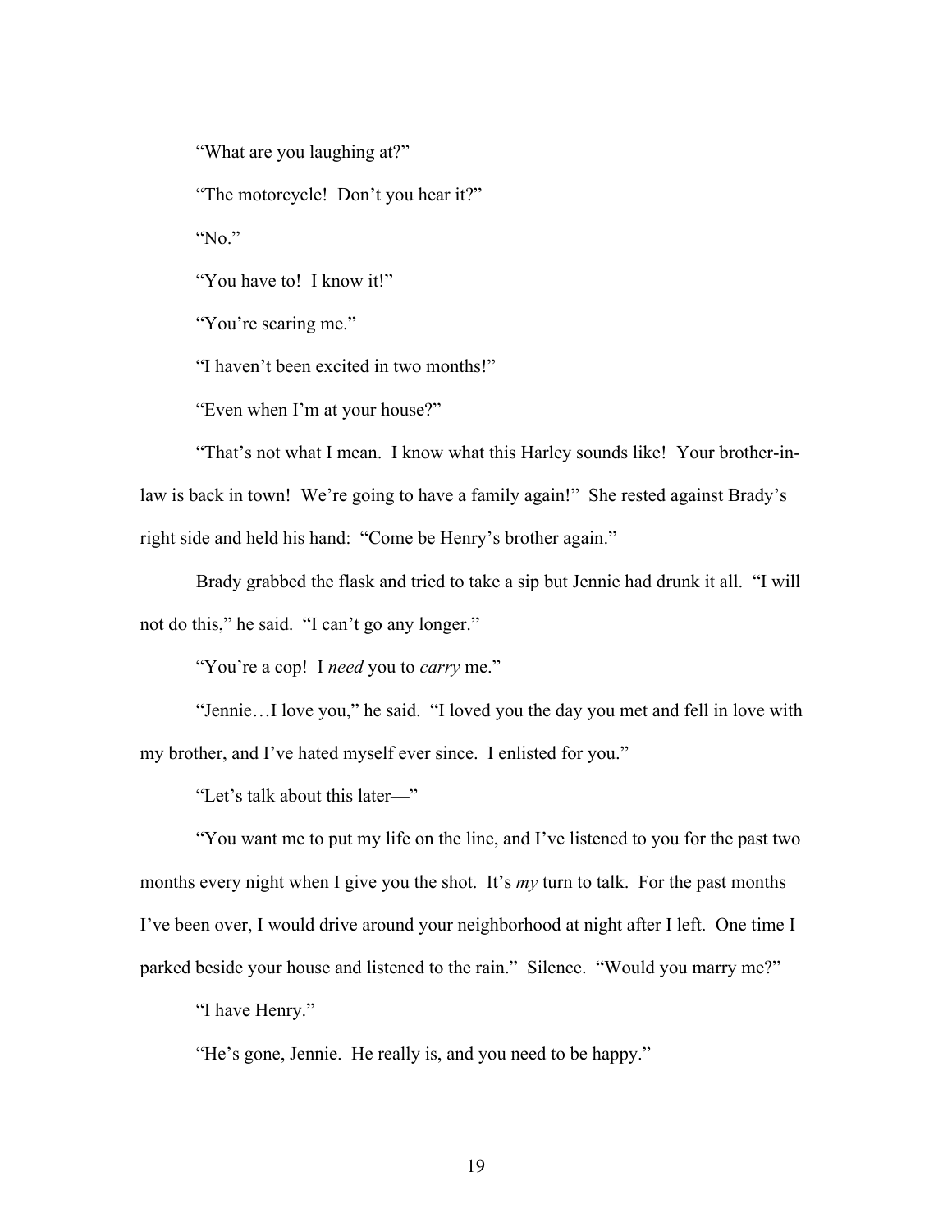"What are you laughing at?"

"The motorcycle! Don't you hear it?"

"No."

"You have to! I know it!"

"You're scaring me."

"I haven't been excited in two months!"

"Even when I'm at your house?"

"That's not what I mean. I know what this Harley sounds like! Your brother-in-law is back in town! We're going to have a family again!" She rested against Brady's right side and held his hand: "Come be Henry's brother again."

Brady grabbed the flask and tried to take a sip but Jennie had drunk it all. "I will not do this," he said. "I can't go any longer."

"You're a cop! I *need* you to *carry* me."

"Jennie…I love you," he said. "I loved you the day you met and fell in love with my brother, and I've hated myself ever since. I enlisted for you."

"Let's talk about this later—"

"You want me to put my life on the line, and I've listened to you for the past two months every night when I give you the shot. It's *my* turn to talk. For the past months I've been over, I would drive around your neighborhood at night after I left. One time I parked beside your house and listened to the rain." Silence. "Would you marry me?"

"I have Henry."

"He's gone, Jennie. He really is, and you need to be happy."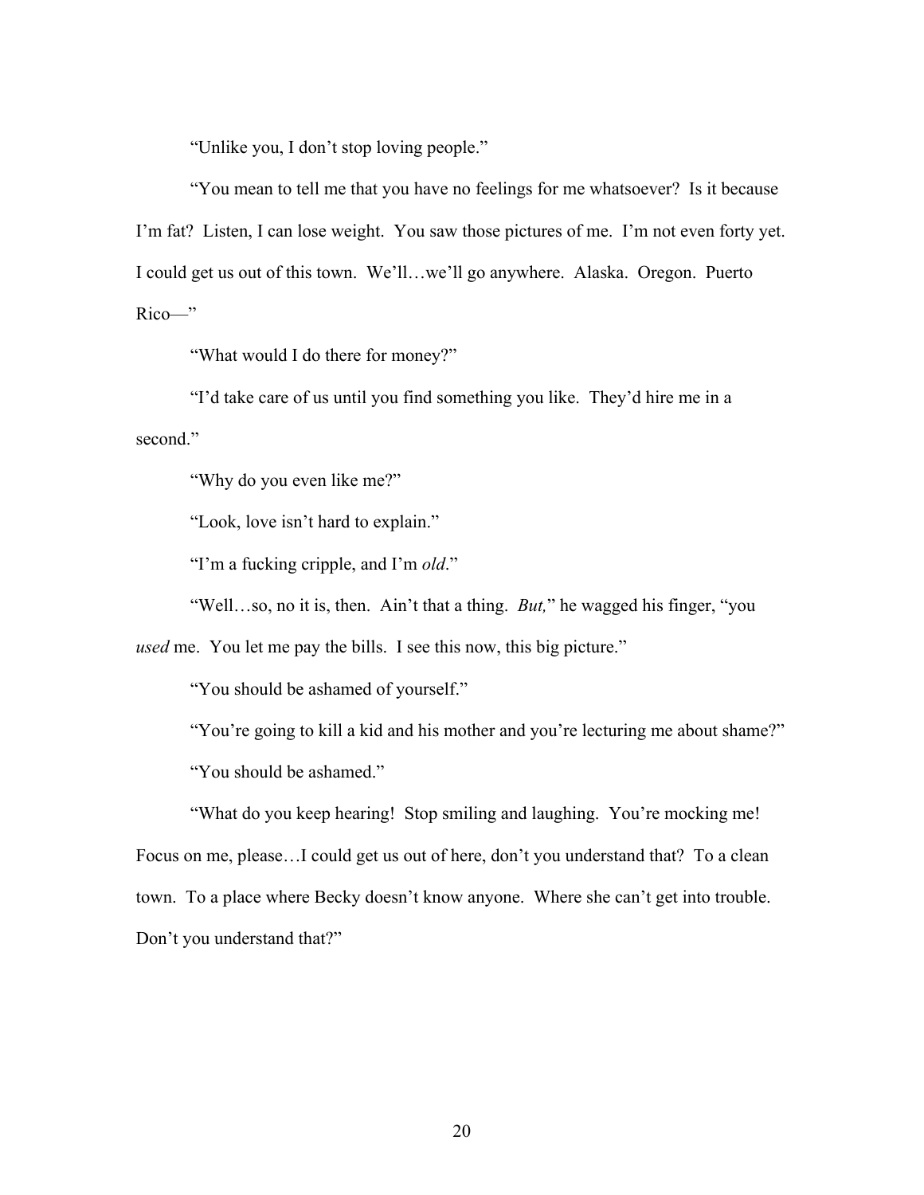"Unlike you, I don't stop loving people."

"You mean to tell me that you have no feelings for me whatsoever? Is it because I'm fat? Listen, I can lose weight. You saw those pictures of me. I'm not even forty yet. I could get us out of this town. We'll…we'll go anywhere. Alaska. Oregon. Puerto Rico—"

"What would I do there for money?"

"I'd take care of us until you find something you like. They'd hire me in a second."

"Why do you even like me?"

"Look, love isn't hard to explain."

"I'm a fucking cripple, and I'm *old*."

"Well…so, no it is, then. Ain't that a thing. *But,*" he wagged his finger, "you *used* me. You let me pay the bills. I see this now, this big picture."

"You should be ashamed of yourself."

"You're going to kill a kid and his mother and you're lecturing me about shame?"

"You should be ashamed."

"What do you keep hearing! Stop smiling and laughing. You're mocking me! Focus on me, please…I could get us out of here, don't you understand that? To a clean town. To a place where Becky doesn't know anyone. Where she can't get into trouble. Don't you understand that?"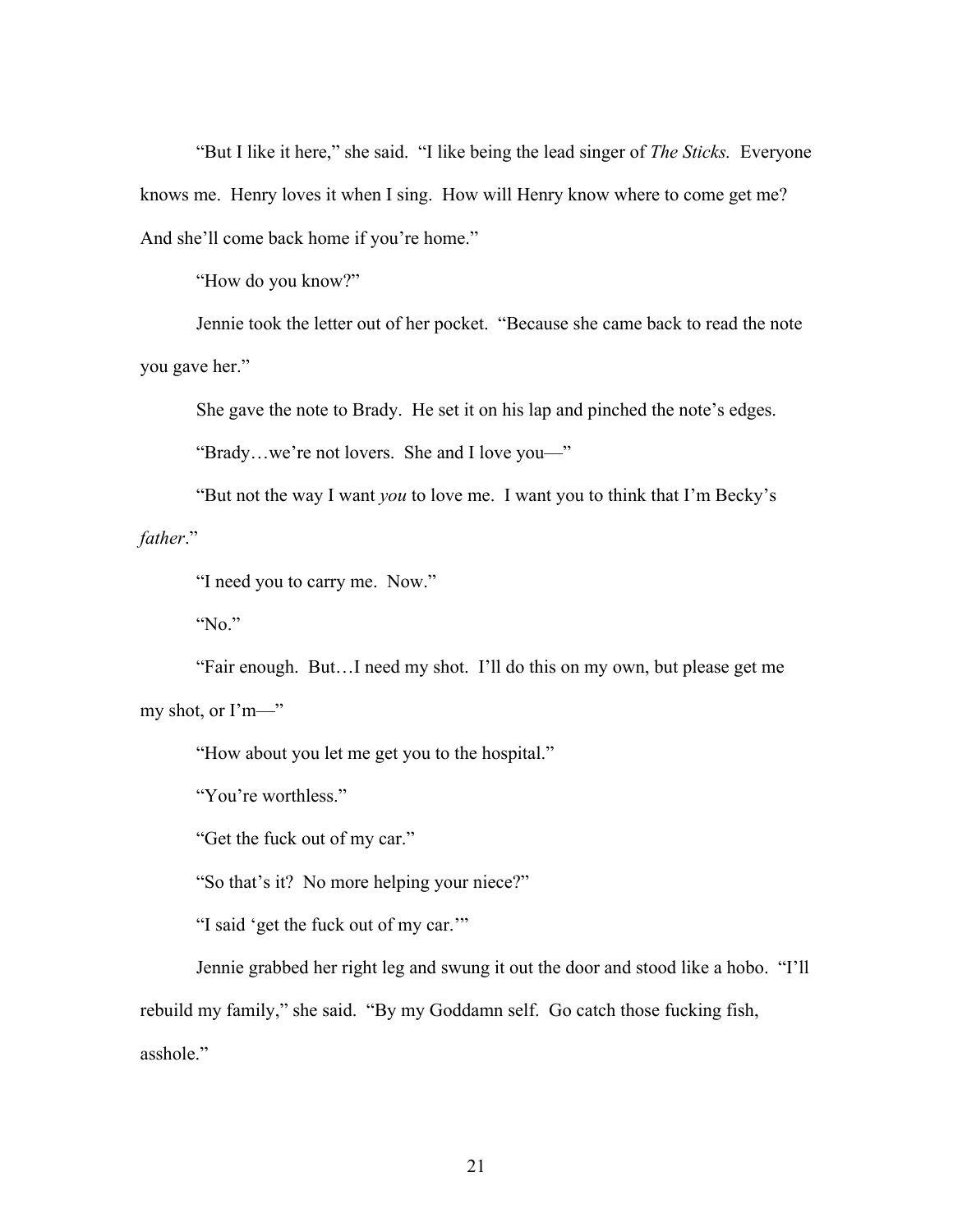"But I like it here," she said. "I like being the lead singer of *The Sticks.* Everyone knows me. Henry loves it when I sing. How will Henry know where to come get me? And she'll come back home if you're home."

"How do you know?"

Jennie took the letter out of her pocket. "Because she came back to read the note you gave her."

She gave the note to Brady. He set it on his lap and pinched the note's edges.

"Brady…we're not lovers. She and I love you—"

"But not the way I want *you* to love me. I want you to think that I'm Becky's *father*."

"I need you to carry me. Now."

"No."

"Fair enough. But…I need my shot. I'll do this on my own, but please get me my shot, or I'm—"

"How about you let me get you to the hospital."

"You're worthless."

"Get the fuck out of my car."

"So that's it? No more helping your niece?"

"I said 'get the fuck out of my car.'"

Jennie grabbed her right leg and swung it out the door and stood like a hobo. "I'll rebuild my family," she said. "By my Goddamn self. Go catch those fucking fish, asshole."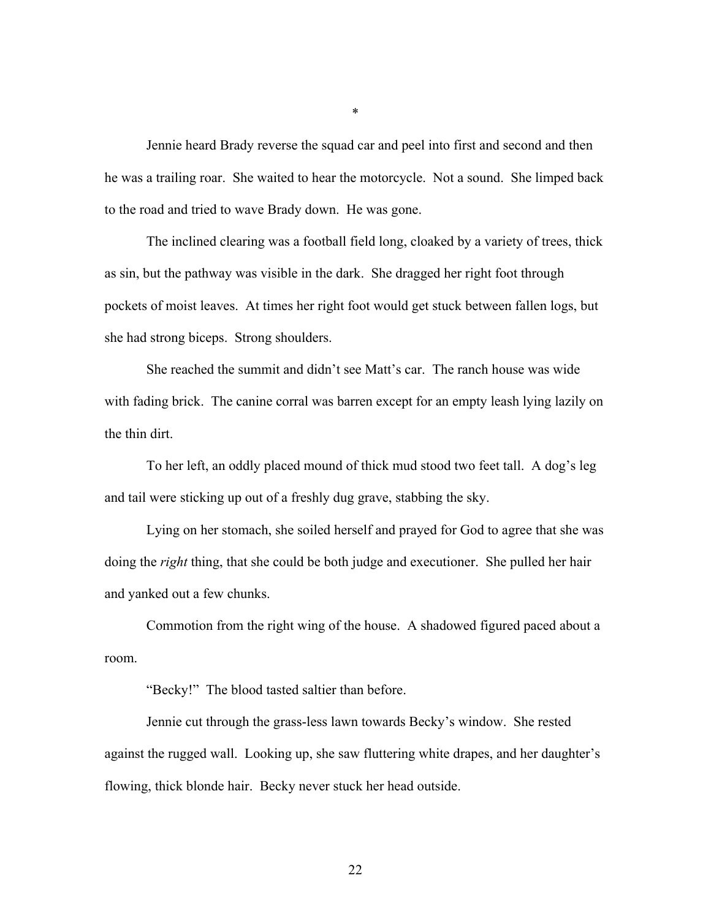*

Jennie heard Brady reverse the squad car and peel into first and second and then he was a trailing roar. She waited to hear the motorcycle. Not a sound. She limped back to the road and tried to wave Brady down. He was gone.

The inclined clearing was a football field long, cloaked by a variety of trees, thick as sin, but the pathway was visible in the dark. She dragged her right foot through pockets of moist leaves. At times her right foot would get stuck between fallen logs, but she had strong biceps. Strong shoulders.

She reached the summit and didn't see Matt's car. The ranch house was wide with fading brick. The canine corral was barren except for an empty leash lying lazily on the thin dirt.

To her left, an oddly placed mound of thick mud stood two feet tall. A dog's leg and tail were sticking up out of a freshly dug grave, stabbing the sky.

Lying on her stomach, she soiled herself and prayed for God to agree that she was doing the *right* thing, that she could be both judge and executioner. She pulled her hair and yanked out a few chunks.

Commotion from the right wing of the house. A shadowed figured paced about a room.

"Becky!" The blood tasted saltier than before.

Jennie cut through the grass-less lawn towards Becky's window. She rested against the rugged wall. Looking up, she saw fluttering white drapes, and her daughter's flowing, thick blonde hair. Becky never stuck her head outside.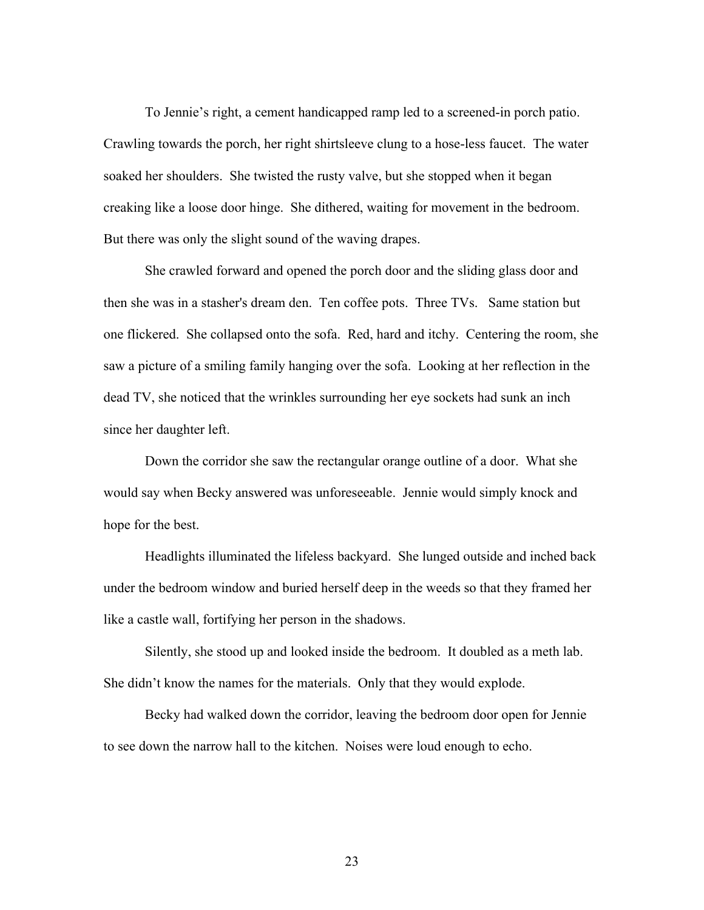To Jennie's right, a cement handicapped ramp led to a screened-in porch patio. Crawling towards the porch, her right shirtsleeve clung to a hose-less faucet. The water soaked her shoulders. She twisted the rusty valve, but she stopped when it began creaking like a loose door hinge. She dithered, waiting for movement in the bedroom. But there was only the slight sound of the waving drapes.

She crawled forward and opened the porch door and the sliding glass door and then she was in a stasher's dream den. Ten coffee pots. Three TVs. Same station but one flickered. She collapsed onto the sofa. Red, hard and itchy. Centering the room, she saw a picture of a smiling family hanging over the sofa. Looking at her reflection in the dead TV, she noticed that the wrinkles surrounding her eye sockets had sunk an inch since her daughter left.

Down the corridor she saw the rectangular orange outline of a door. What she would say when Becky answered was unforeseeable. Jennie would simply knock and hope for the best.

Headlights illuminated the lifeless backyard. She lunged outside and inched back under the bedroom window and buried herself deep in the weeds so that they framed her like a castle wall, fortifying her person in the shadows.

Silently, she stood up and looked inside the bedroom. It doubled as a meth lab. She didn't know the names for the materials. Only that they would explode.

Becky had walked down the corridor, leaving the bedroom door open for Jennie to see down the narrow hall to the kitchen. Noises were loud enough to echo.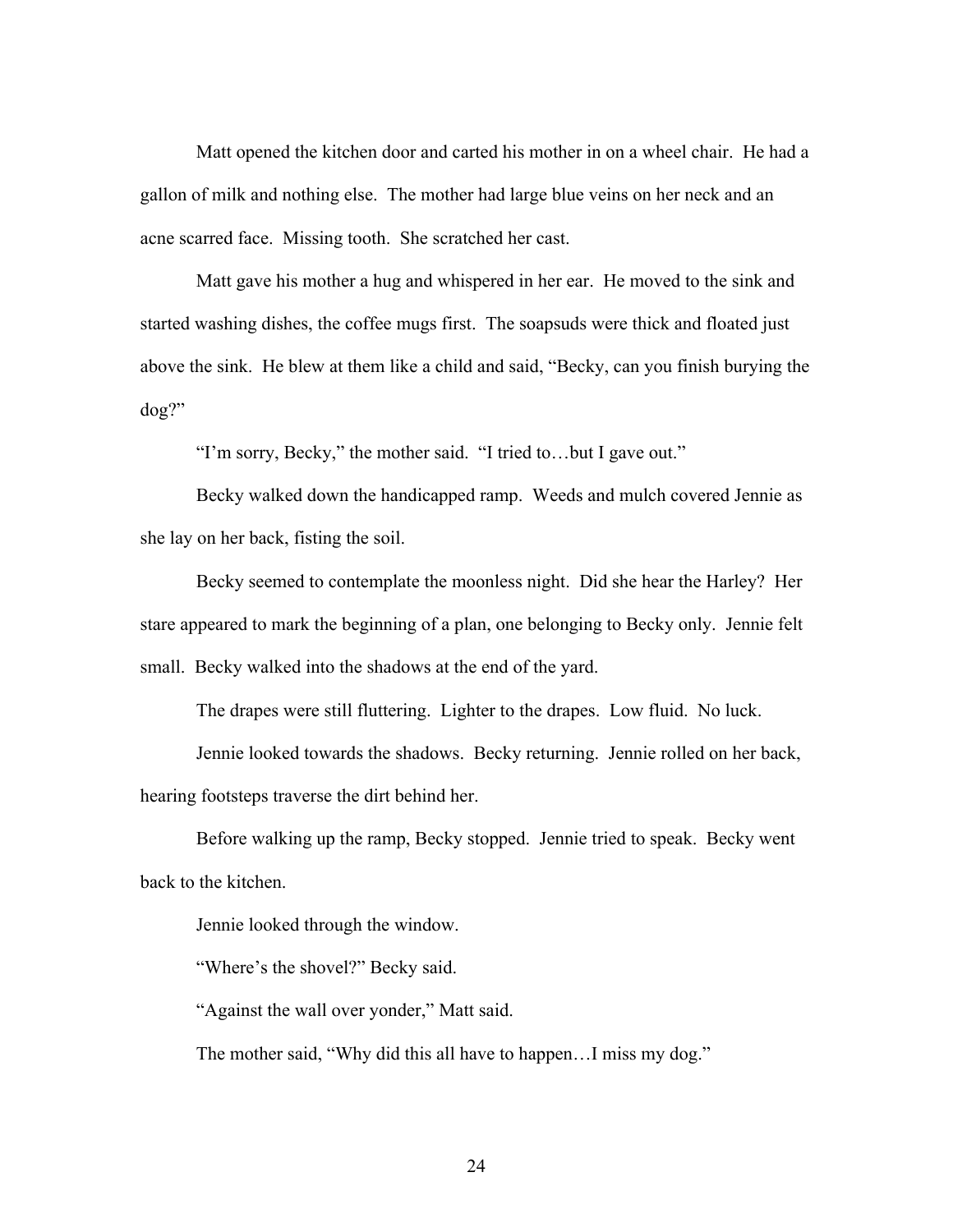Matt opened the kitchen door and carted his mother in on a wheel chair. He had a gallon of milk and nothing else. The mother had large blue veins on her neck and an acne scarred face. Missing tooth. She scratched her cast.

Matt gave his mother a hug and whispered in her ear. He moved to the sink and started washing dishes, the coffee mugs first. The soapsuds were thick and floated just above the sink. He blew at them like a child and said, "Becky, can you finish burying the dog?"

"I'm sorry, Becky," the mother said. "I tried to…but I gave out."

Becky walked down the handicapped ramp. Weeds and mulch covered Jennie as she lay on her back, fisting the soil.

Becky seemed to contemplate the moonless night. Did she hear the Harley? Her stare appeared to mark the beginning of a plan, one belonging to Becky only. Jennie felt small. Becky walked into the shadows at the end of the yard.

The drapes were still fluttering. Lighter to the drapes. Low fluid. No luck.

Jennie looked towards the shadows. Becky returning. Jennie rolled on her back, hearing footsteps traverse the dirt behind her.

Before walking up the ramp, Becky stopped. Jennie tried to speak. Becky went back to the kitchen.

Jennie looked through the window.

"Where's the shovel?" Becky said.

"Against the wall over yonder," Matt said.

The mother said, "Why did this all have to happen…I miss my dog."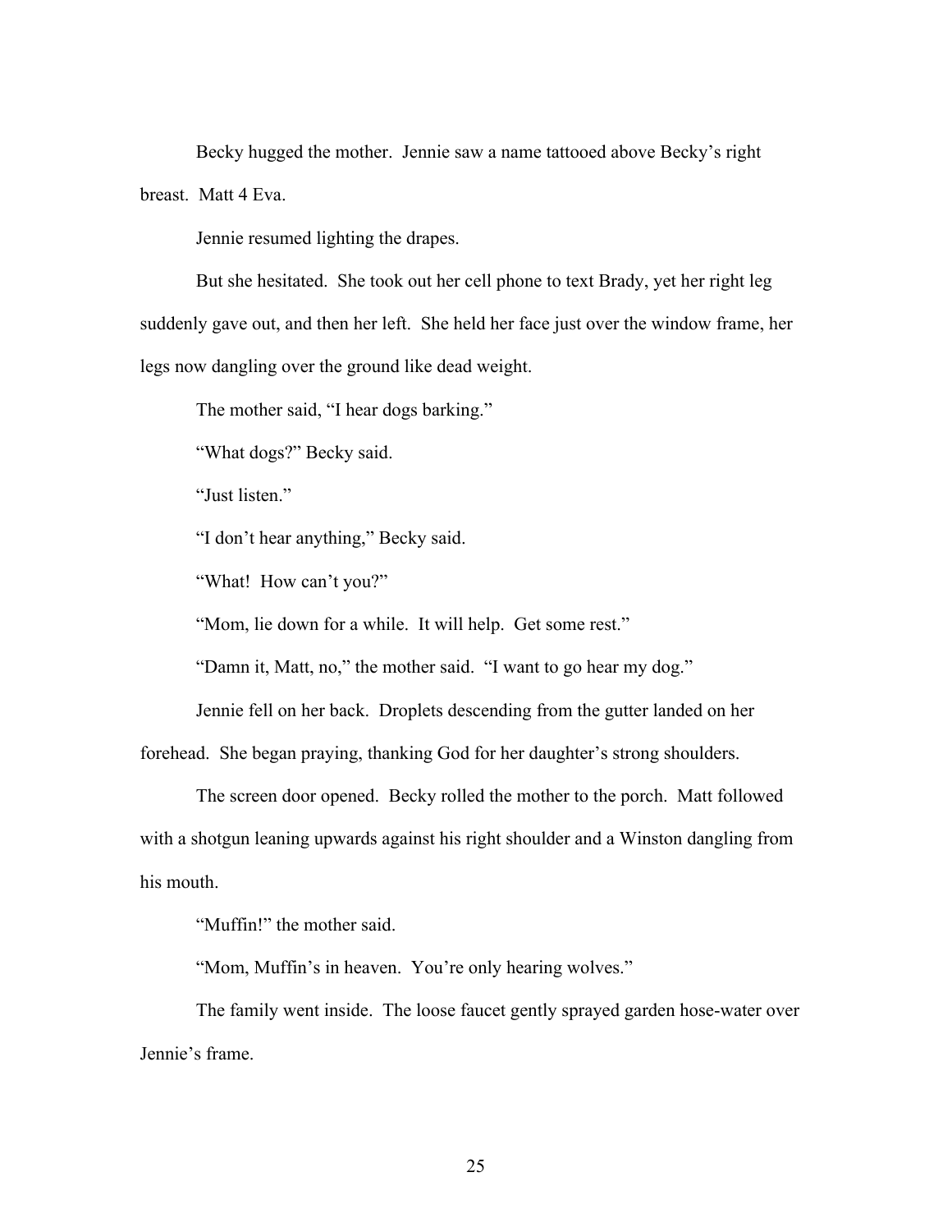Becky hugged the mother. Jennie saw a name tattooed above Becky's right breast. Matt 4 Eva.

Jennie resumed lighting the drapes.

But she hesitated. She took out her cell phone to text Brady, yet her right leg suddenly gave out, and then her left. She held her face just over the window frame, her legs now dangling over the ground like dead weight.

The mother said, "I hear dogs barking."

"What dogs?" Becky said.

"Just listen."

"I don't hear anything," Becky said.

"What! How can't you?"

"Mom, lie down for a while. It will help. Get some rest."

"Damn it, Matt, no," the mother said. "I want to go hear my dog."

Jennie fell on her back. Droplets descending from the gutter landed on her forehead. She began praying, thanking God for her daughter's strong shoulders.

The screen door opened. Becky rolled the mother to the porch. Matt followed with a shotgun leaning upwards against his right shoulder and a Winston dangling from his mouth.

"Muffin!" the mother said.

"Mom, Muffin's in heaven. You're only hearing wolves."

The family went inside. The loose faucet gently sprayed garden hose-water over Jennie's frame.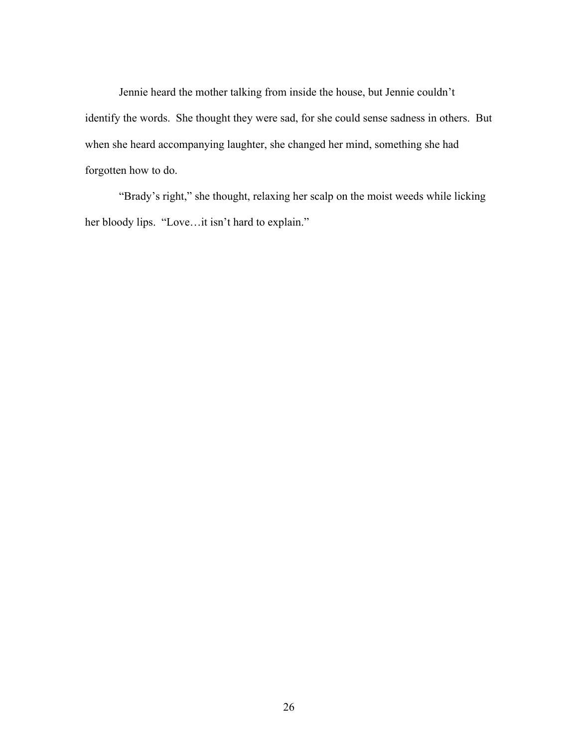Jennie heard the mother talking from inside the house, but Jennie couldn't identify the words. She thought they were sad, for she could sense sadness in others. But when she heard accompanying laughter, she changed her mind, something she had forgotten how to do.

"Brady's right," she thought, relaxing her scalp on the moist weeds while licking her bloody lips. "Love…it isn't hard to explain."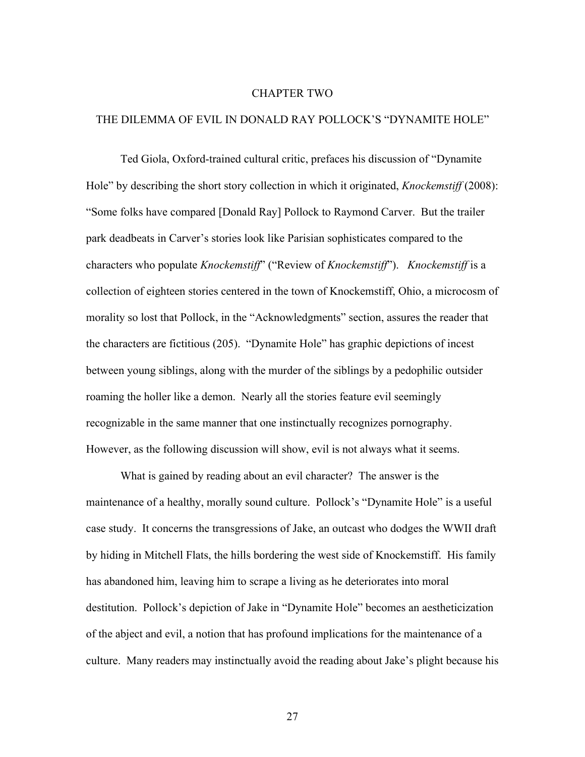# CHAPTER TWO

## THE DILEMMA OF EVIL IN DONALD RAY POLLOCK'S "DYNAMITE HOLE"

Ted Giola, Oxford-trained cultural critic, prefaces his discussion of "Dynamite Hole" by describing the short story collection in which it originated, *Knockemstiff* (2008): "Some folks have compared [Donald Ray] Pollock to Raymond Carver. But the trailer park deadbeats in Carver's stories look like Parisian sophisticates compared to the characters who populate *Knockemstiff*" ("Review of *Knockemstiff*"). *Knockemstiff* is a collection of eighteen stories centered in the town of Knockemstiff, Ohio, a microcosm of morality so lost that Pollock, in the "Acknowledgments" section, assures the reader that the characters are fictitious (205). "Dynamite Hole" has graphic depictions of incest between young siblings, along with the murder of the siblings by a pedophilic outsider roaming the holler like a demon. Nearly all the stories feature evil seemingly recognizable in the same manner that one instinctually recognizes pornography. However, as the following discussion will show, evil is not always what it seems.

What is gained by reading about an evil character? The answer is the maintenance of a healthy, morally sound culture. Pollock's "Dynamite Hole" is a useful case study. It concerns the transgressions of Jake, an outcast who dodges the WWII draft by hiding in Mitchell Flats, the hills bordering the west side of Knockemstiff. His family has abandoned him, leaving him to scrape a living as he deteriorates into moral destitution. Pollock's depiction of Jake in "Dynamite Hole" becomes an aestheticization of the abject and evil, a notion that has profound implications for the maintenance of a culture. Many readers may instinctually avoid the reading about Jake's plight because his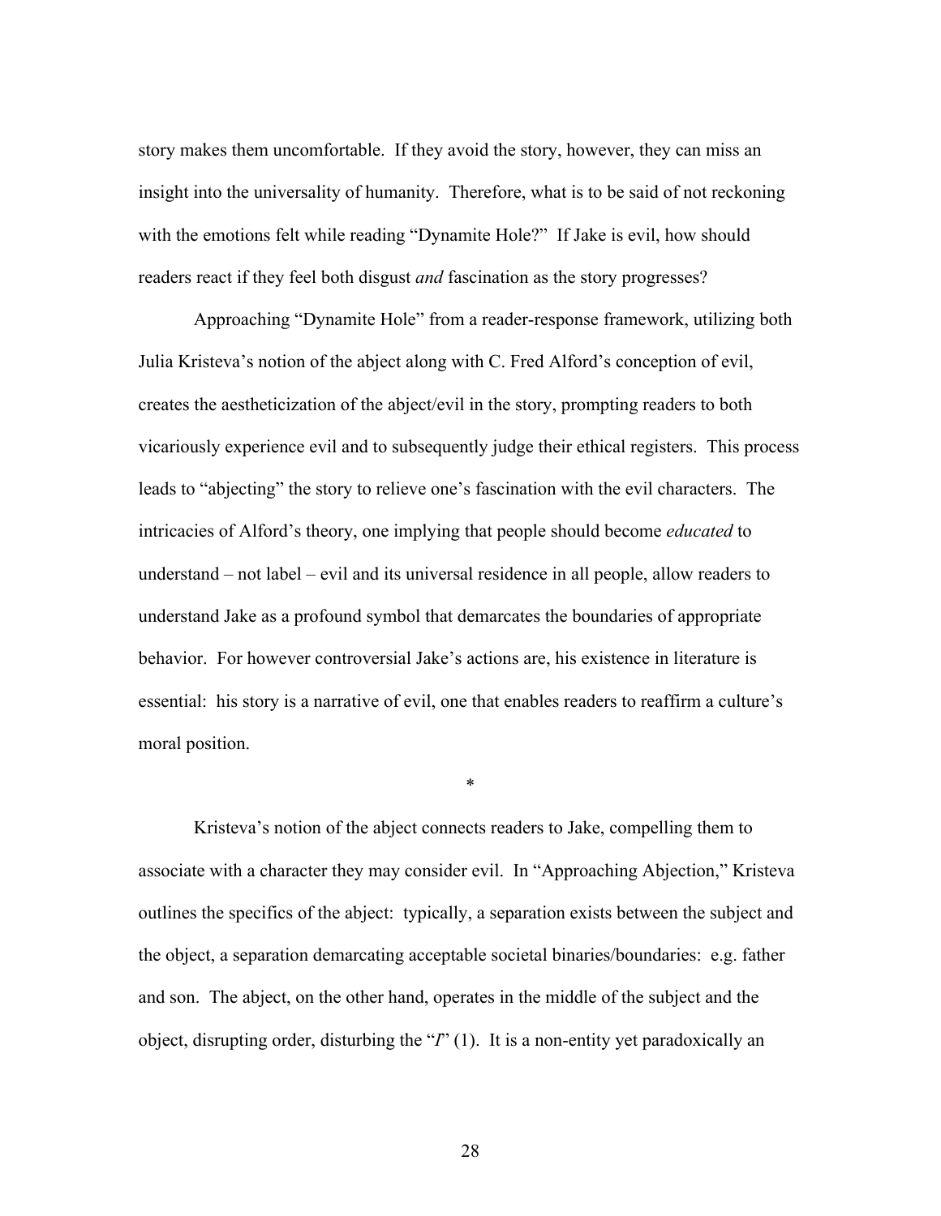story makes them uncomfortable. If they avoid the story, however, they can miss an insight into the universality of humanity. Therefore, what is to be said of not reckoning with the emotions felt while reading "Dynamite Hole?" If Jake is evil, how should readers react if they feel both disgust *and* fascination as the story progresses?

Approaching "Dynamite Hole" from a reader-response framework, utilizing both Julia Kristeva's notion of the abject along with C. Fred Alford's conception of evil, creates the aestheticization of the abject/evil in the story, prompting readers to both vicariously experience evil and to subsequently judge their ethical registers. This process leads to "abjecting" the story to relieve one's fascination with the evil characters. The intricacies of Alford's theory, one implying that people should become *educated* to understand – not label – evil and its universal residence in all people, allow readers to understand Jake as a profound symbol that demarcates the boundaries of appropriate behavior. For however controversial Jake's actions are, his existence in literature is essential: his story is a narrative of evil, one that enables readers to reaffirm a culture's moral position.

*

Kristeva's notion of the abject connects readers to Jake, compelling them to associate with a character they may consider evil. In "Approaching Abjection," Kristeva outlines the specifics of the abject: typically, a separation exists between the subject and the object, a separation demarcating acceptable societal binaries/boundaries: e.g. father and son. The abject, on the other hand, operates in the middle of the subject and the object, disrupting order, disturbing the "*I*" (1). It is a non-entity yet paradoxically an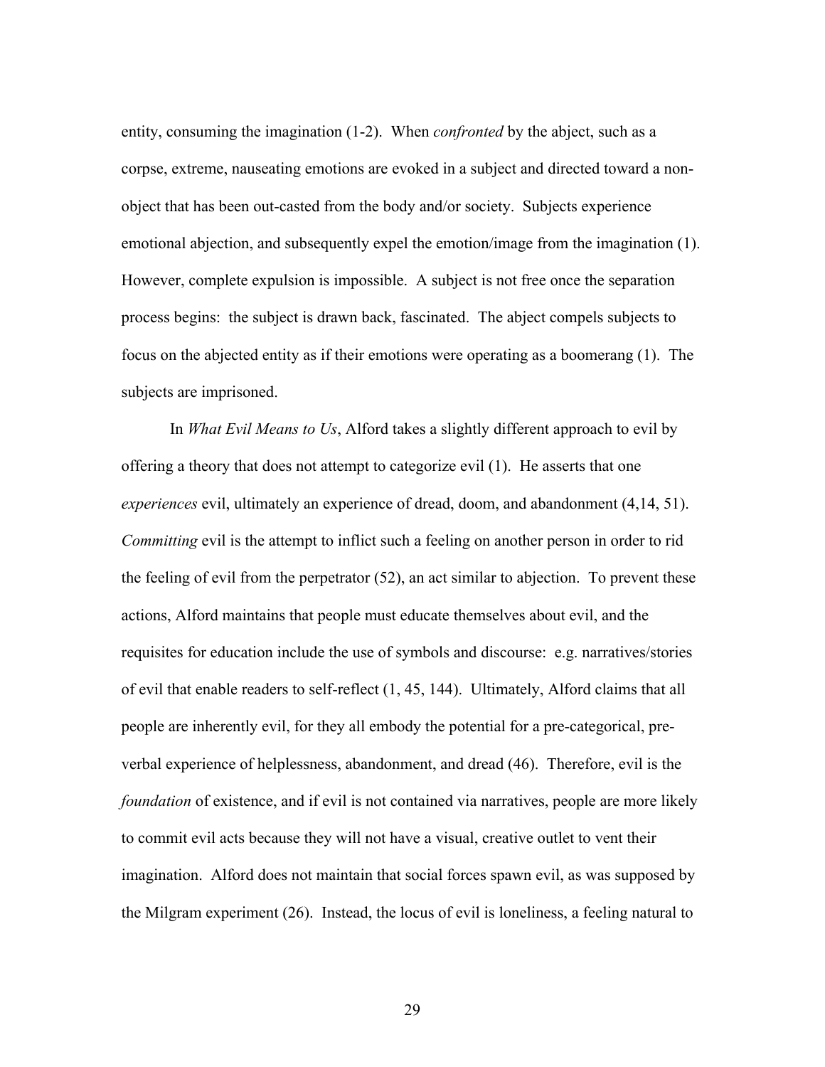entity, consuming the imagination (1-2). When *confronted* by the abject, such as a corpse, extreme, nauseating emotions are evoked in a subject and directed toward a non-object that has been out-casted from the body and/or society. Subjects experience emotional abjection, and subsequently expel the emotion/image from the imagination (1). However, complete expulsion is impossible. A subject is not free once the separation process begins: the subject is drawn back, fascinated. The abject compels subjects to focus on the abjected entity as if their emotions were operating as a boomerang (1). The subjects are imprisoned.

In *What Evil Means to Us*, Alford takes a slightly different approach to evil by offering a theory that does not attempt to categorize evil (1). He asserts that one *experiences* evil, ultimately an experience of dread, doom, and abandonment (4,14, 51). *Committing* evil is the attempt to inflict such a feeling on another person in order to rid the feeling of evil from the perpetrator (52), an act similar to abjection. To prevent these actions, Alford maintains that people must educate themselves about evil, and the requisites for education include the use of symbols and discourse: e.g. narratives/stories of evil that enable readers to self-reflect (1, 45, 144). Ultimately, Alford claims that all people are inherently evil, for they all embody the potential for a pre-categorical, pre-verbal experience of helplessness, abandonment, and dread (46). Therefore, evil is the *foundation* of existence, and if evil is not contained via narratives, people are more likely to commit evil acts because they will not have a visual, creative outlet to vent their imagination. Alford does not maintain that social forces spawn evil, as was supposed by the Milgram experiment (26). Instead, the locus of evil is loneliness, a feeling natural to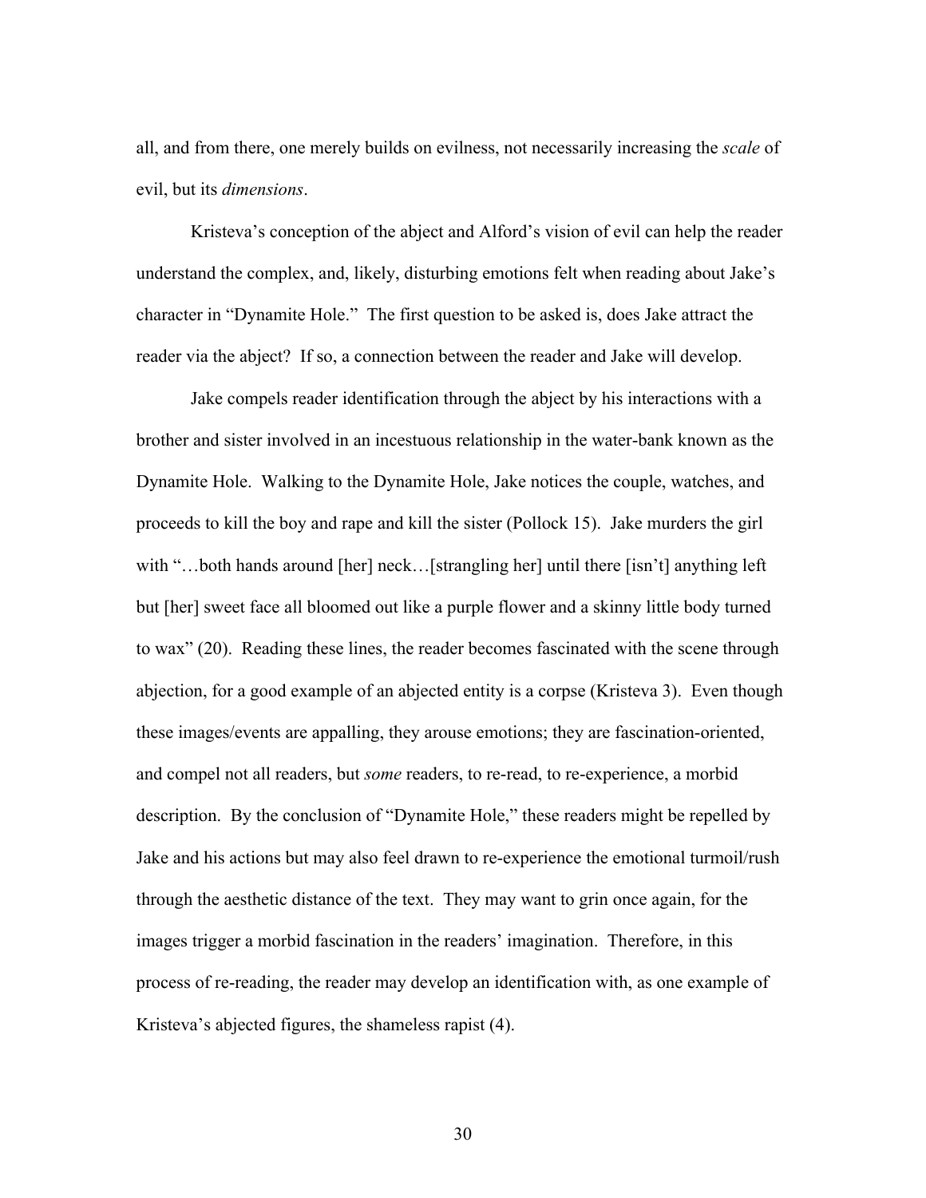all, and from there, one merely builds on evilness, not necessarily increasing the *scale* of evil, but its *dimensions*.

Kristeva's conception of the abject and Alford's vision of evil can help the reader understand the complex, and, likely, disturbing emotions felt when reading about Jake's character in "Dynamite Hole." The first question to be asked is, does Jake attract the reader via the abject? If so, a connection between the reader and Jake will develop.

Jake compels reader identification through the abject by his interactions with a brother and sister involved in an incestuous relationship in the water-bank known as the Dynamite Hole. Walking to the Dynamite Hole, Jake notices the couple, watches, and proceeds to kill the boy and rape and kill the sister (Pollock 15). Jake murders the girl with "…both hands around [her] neck…[strangling her] until there [isn't] anything left but [her] sweet face all bloomed out like a purple flower and a skinny little body turned to wax" (20). Reading these lines, the reader becomes fascinated with the scene through abjection, for a good example of an abjected entity is a corpse (Kristeva 3). Even though these images/events are appalling, they arouse emotions; they are fascination-oriented, and compel not all readers, but *some* readers, to re-read, to re-experience, a morbid description. By the conclusion of "Dynamite Hole," these readers might be repelled by Jake and his actions but may also feel drawn to re-experience the emotional turmoil/rush through the aesthetic distance of the text. They may want to grin once again, for the images trigger a morbid fascination in the readers' imagination. Therefore, in this process of re-reading, the reader may develop an identification with, as one example of Kristeva's abjected figures, the shameless rapist (4).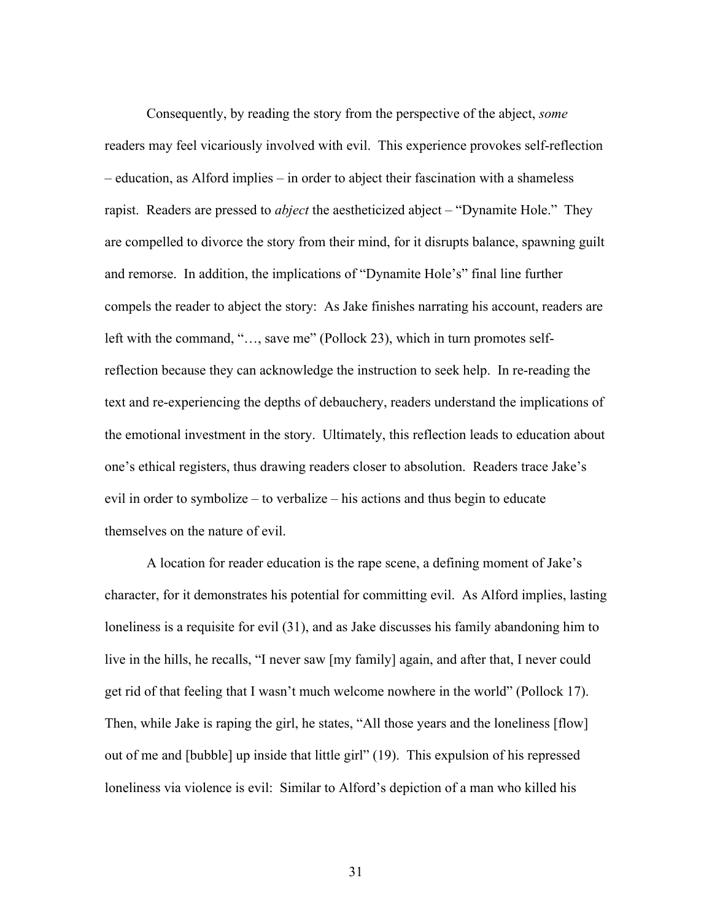Consequently, by reading the story from the perspective of the abject, *some* readers may feel vicariously involved with evil. This experience provokes self-reflection – education, as Alford implies – in order to abject their fascination with a shameless rapist. Readers are pressed to *abject* the aestheticized abject – "Dynamite Hole." They are compelled to divorce the story from their mind, for it disrupts balance, spawning guilt and remorse. In addition, the implications of "Dynamite Hole's" final line further compels the reader to abject the story: As Jake finishes narrating his account, readers are left with the command, "…, save me" (Pollock 23), which in turn promotes self-reflection because they can acknowledge the instruction to seek help. In re-reading the text and re-experiencing the depths of debauchery, readers understand the implications of the emotional investment in the story. Ultimately, this reflection leads to education about one's ethical registers, thus drawing readers closer to absolution. Readers trace Jake's evil in order to symbolize – to verbalize – his actions and thus begin to educate themselves on the nature of evil.

A location for reader education is the rape scene, a defining moment of Jake's character, for it demonstrates his potential for committing evil. As Alford implies, lasting loneliness is a requisite for evil (31), and as Jake discusses his family abandoning him to live in the hills, he recalls, "I never saw [my family] again, and after that, I never could get rid of that feeling that I wasn't much welcome nowhere in the world" (Pollock 17). Then, while Jake is raping the girl, he states, "All those years and the loneliness [flow] out of me and [bubble] up inside that little girl" (19). This expulsion of his repressed loneliness via violence is evil: Similar to Alford's depiction of a man who killed his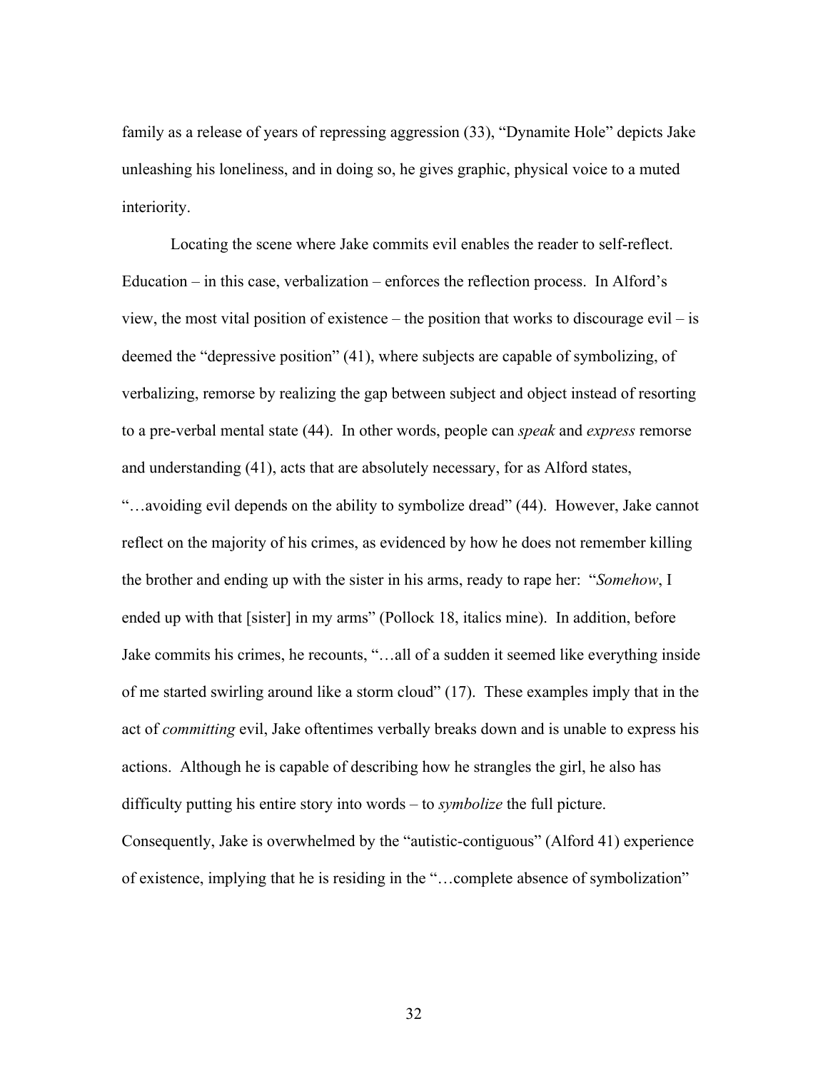family as a release of years of repressing aggression (33), "Dynamite Hole" depicts Jake unleashing his loneliness, and in doing so, he gives graphic, physical voice to a muted interiority.

Locating the scene where Jake commits evil enables the reader to self-reflect. Education – in this case, verbalization – enforces the reflection process. In Alford's view, the most vital position of existence – the position that works to discourage evil – is deemed the "depressive position" (41), where subjects are capable of symbolizing, of verbalizing, remorse by realizing the gap between subject and object instead of resorting to a pre-verbal mental state (44). In other words, people can *speak* and *express* remorse and understanding (41), acts that are absolutely necessary, for as Alford states, "…avoiding evil depends on the ability to symbolize dread" (44). However, Jake cannot reflect on the majority of his crimes, as evidenced by how he does not remember killing the brother and ending up with the sister in his arms, ready to rape her: "*Somehow*, I ended up with that [sister] in my arms" (Pollock 18, italics mine). In addition, before Jake commits his crimes, he recounts, "…all of a sudden it seemed like everything inside of me started swirling around like a storm cloud" (17). These examples imply that in the act of *committing* evil, Jake oftentimes verbally breaks down and is unable to express his actions. Although he is capable of describing how he strangles the girl, he also has difficulty putting his entire story into words – to *symbolize* the full picture. Consequently, Jake is overwhelmed by the "autistic-contiguous" (Alford 41) experience of existence, implying that he is residing in the "…complete absence of symbolization"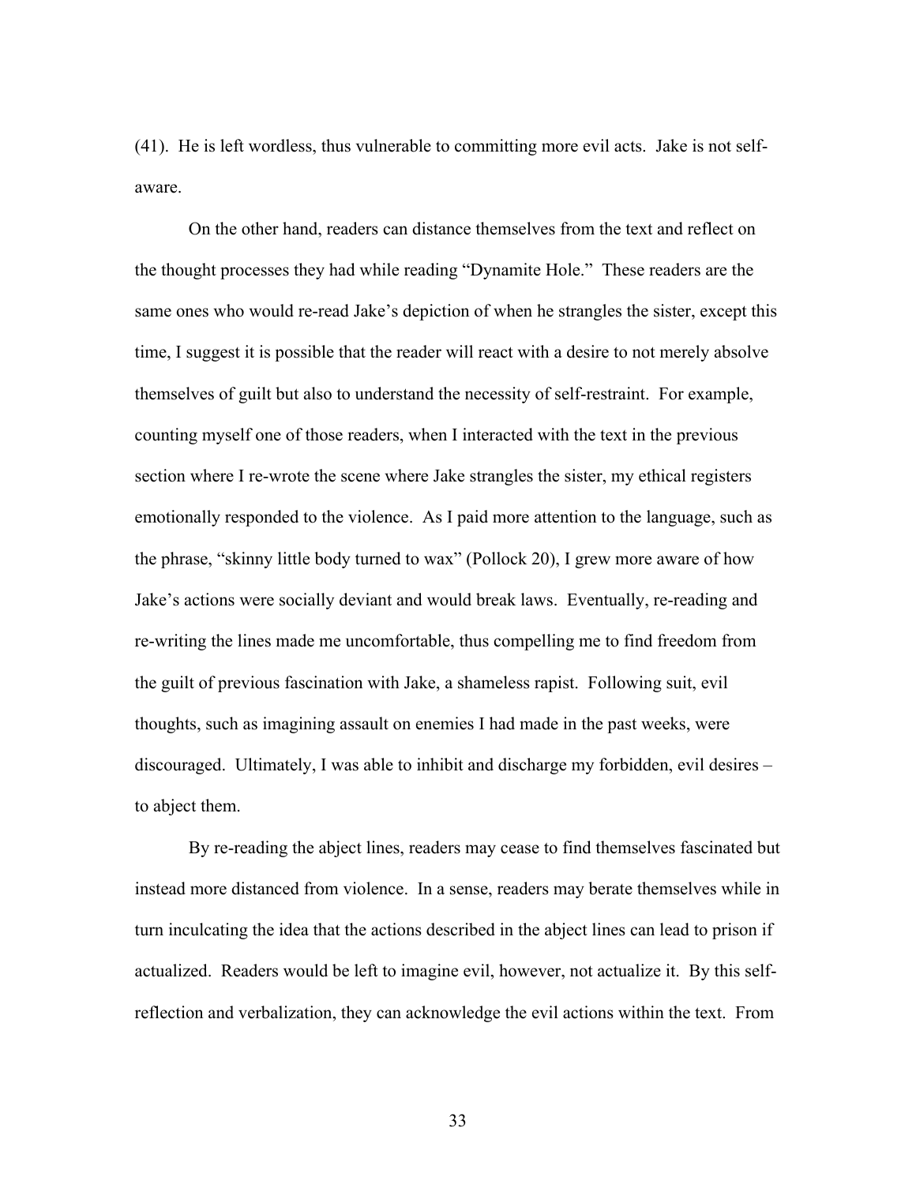(41). He is left wordless, thus vulnerable to committing more evil acts. Jake is not self-aware.

On the other hand, readers can distance themselves from the text and reflect on the thought processes they had while reading "Dynamite Hole." These readers are the same ones who would re-read Jake's depiction of when he strangles the sister, except this time, I suggest it is possible that the reader will react with a desire to not merely absolve themselves of guilt but also to understand the necessity of self-restraint. For example, counting myself one of those readers, when I interacted with the text in the previous section where I re-wrote the scene where Jake strangles the sister, my ethical registers emotionally responded to the violence. As I paid more attention to the language, such as the phrase, "skinny little body turned to wax" (Pollock 20), I grew more aware of how Jake's actions were socially deviant and would break laws. Eventually, re-reading and re-writing the lines made me uncomfortable, thus compelling me to find freedom from the guilt of previous fascination with Jake, a shameless rapist. Following suit, evil thoughts, such as imagining assault on enemies I had made in the past weeks, were discouraged. Ultimately, I was able to inhibit and discharge my forbidden, evil desires – to abject them.

By re-reading the abject lines, readers may cease to find themselves fascinated but instead more distanced from violence. In a sense, readers may berate themselves while in turn inculcating the idea that the actions described in the abject lines can lead to prison if actualized. Readers would be left to imagine evil, however, not actualize it. By this self-reflection and verbalization, they can acknowledge the evil actions within the text. From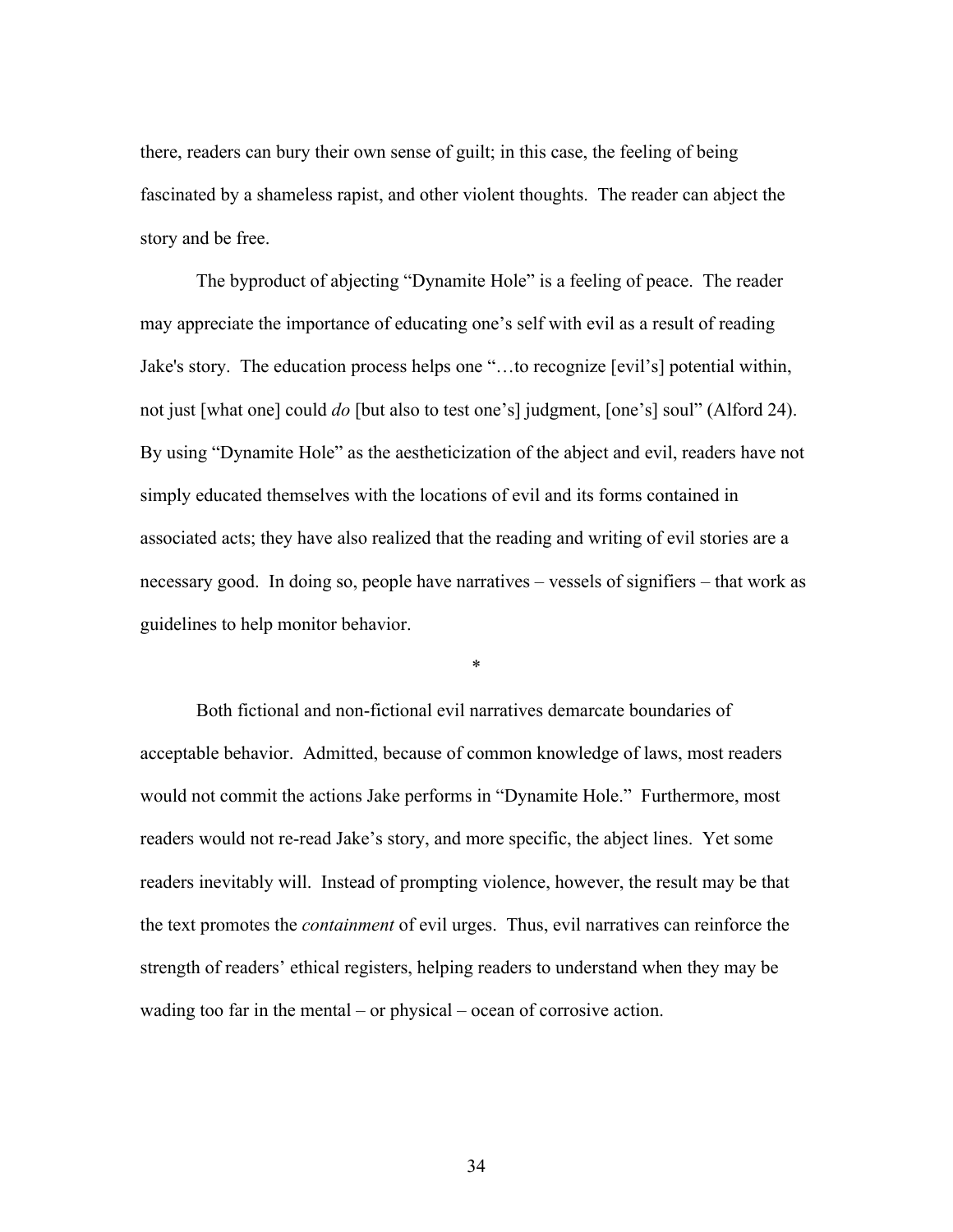there, readers can bury their own sense of guilt; in this case, the feeling of being fascinated by a shameless rapist, and other violent thoughts. The reader can abject the story and be free.

The byproduct of abjecting “Dynamite Hole” is a feeling of peace. The reader may appreciate the importance of educating one’s self with evil as a result of reading Jake's story. The education process helps one “…to recognize [evil’s] potential within, not just [what one] could *do* [but also to test one’s] judgment, [one’s] soul” (Alford 24). By using “Dynamite Hole” as the aestheticization of the abject and evil, readers have not simply educated themselves with the locations of evil and its forms contained in associated acts; they have also realized that the reading and writing of evil stories are a necessary good. In doing so, people have narratives – vessels of signifiers – that work as guidelines to help monitor behavior.

<center>*</center>

Both fictional and non-fictional evil narratives demarcate boundaries of acceptable behavior. Admitted, because of common knowledge of laws, most readers would not commit the actions Jake performs in “Dynamite Hole.” Furthermore, most readers would not re-read Jake’s story, and more specific, the abject lines. Yet some readers inevitably will. Instead of prompting violence, however, the result may be that the text promotes the *containment* of evil urges. Thus, evil narratives can reinforce the strength of readers’ ethical registers, helping readers to understand when they may be wading too far in the mental – or physical – ocean of corrosive action.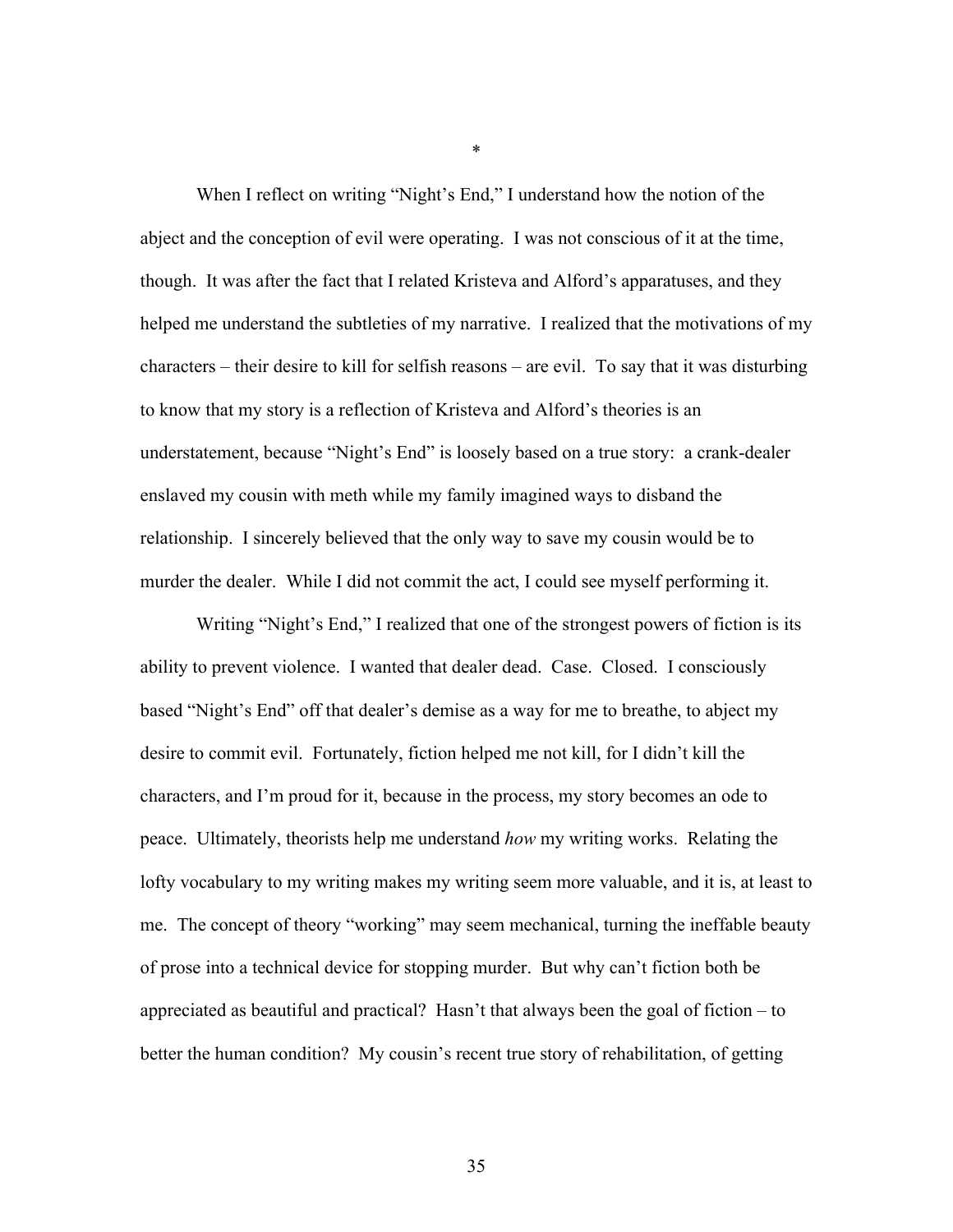*

When I reflect on writing "Night's End," I understand how the notion of the abject and the conception of evil were operating. I was not conscious of it at the time, though. It was after the fact that I related Kristeva and Alford's apparatuses, and they helped me understand the subtleties of my narrative. I realized that the motivations of my characters – their desire to kill for selfish reasons – are evil. To say that it was disturbing to know that my story is a reflection of Kristeva and Alford's theories is an understatement, because "Night's End" is loosely based on a true story: a crank-dealer enslaved my cousin with meth while my family imagined ways to disband the relationship. I sincerely believed that the only way to save my cousin would be to murder the dealer. While I did not commit the act, I could see myself performing it.

Writing "Night's End," I realized that one of the strongest powers of fiction is its ability to prevent violence. I wanted that dealer dead. Case. Closed. I consciously based "Night's End" off that dealer's demise as a way for me to breathe, to abject my desire to commit evil. Fortunately, fiction helped me not kill, for I didn't kill the characters, and I'm proud for it, because in the process, my story becomes an ode to peace. Ultimately, theorists help me understand *how* my writing works. Relating the lofty vocabulary to my writing makes my writing seem more valuable, and it is, at least to me. The concept of theory "working" may seem mechanical, turning the ineffable beauty of prose into a technical device for stopping murder. But why can't fiction both be appreciated as beautiful and practical? Hasn't that always been the goal of fiction – to better the human condition? My cousin's recent true story of rehabilitation, of getting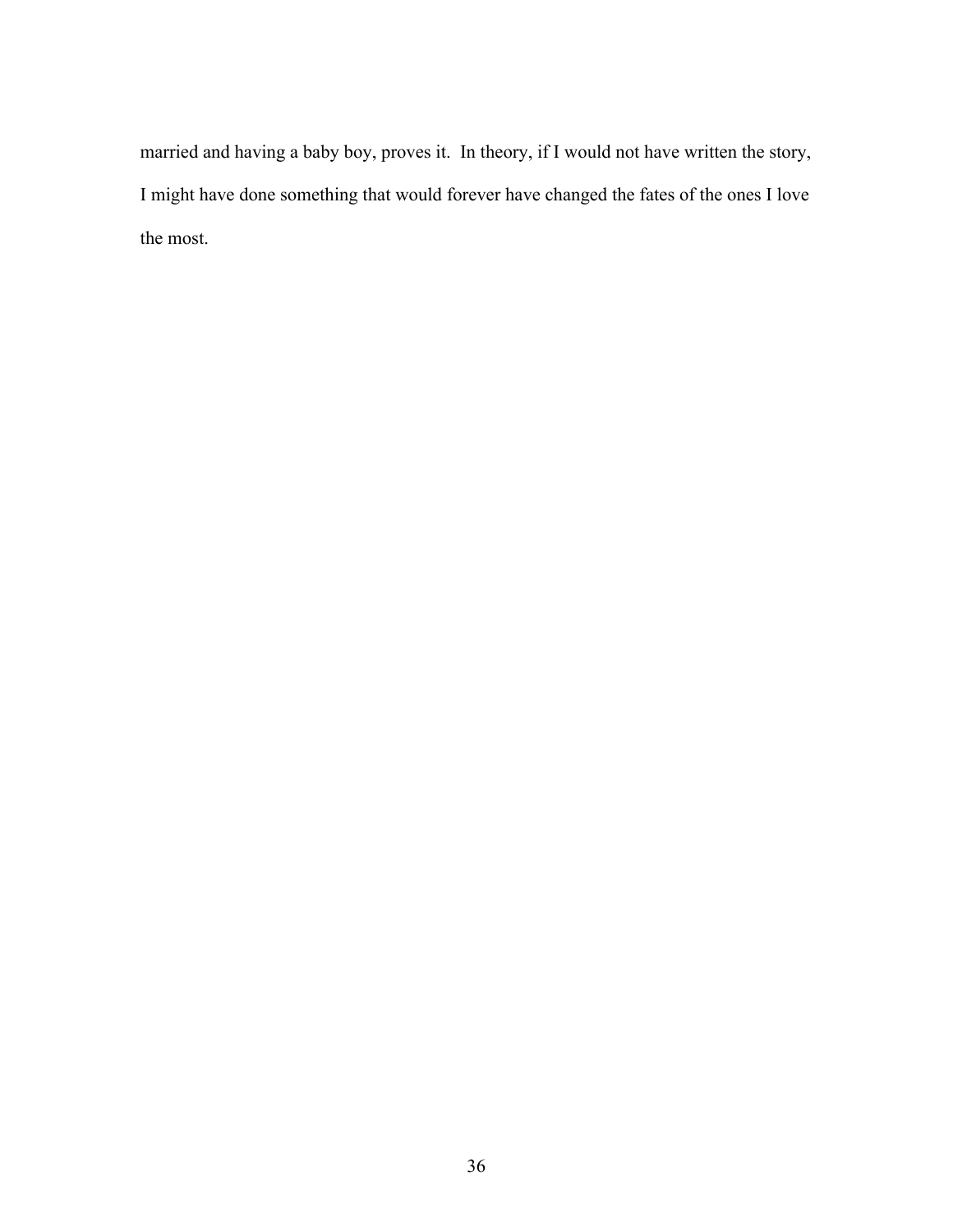married and having a baby boy, proves it.  In theory, if I would not have written the story, I might have done something that would forever have changed the fates of the ones I love the most.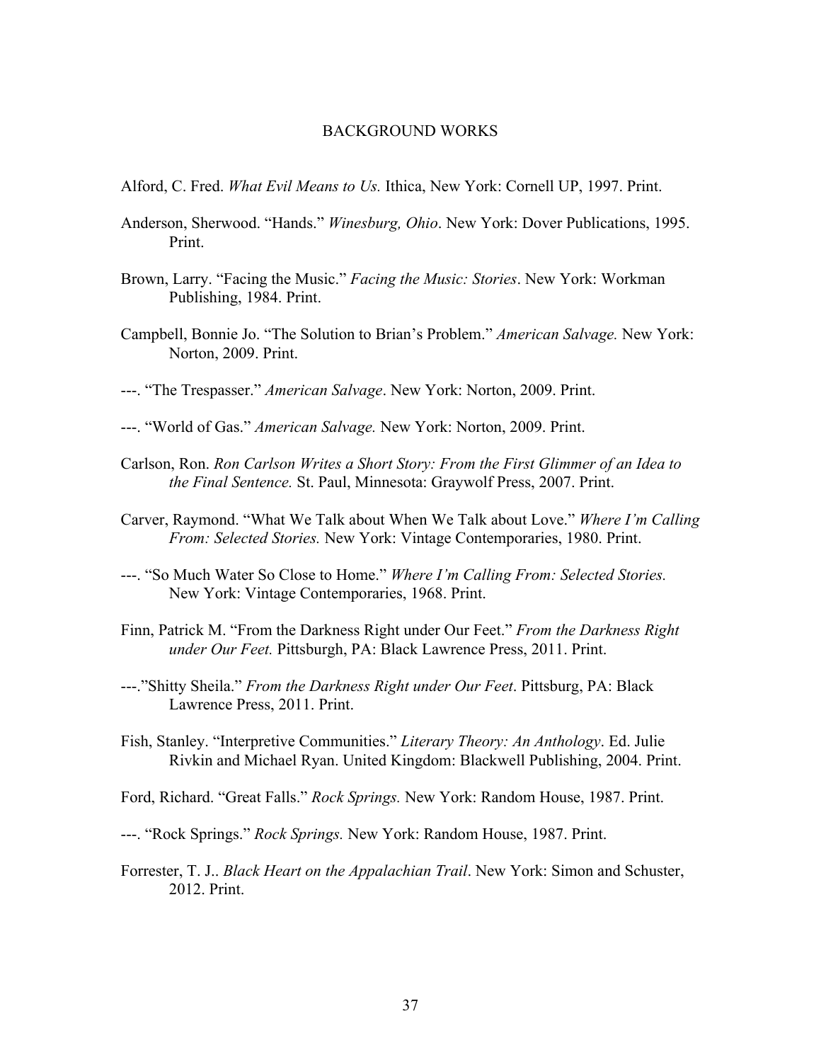# BACKGROUND WORKS

Alford, C. Fred. *What Evil Means to Us.* Ithica, New York: Cornell UP, 1997. Print.

Anderson, Sherwood. "Hands." *Winesburg, Ohio*. New York: Dover Publications, 1995. Print.

Brown, Larry. "Facing the Music." *Facing the Music: Stories*. New York: Workman Publishing, 1984. Print.

Campbell, Bonnie Jo. "The Solution to Brian's Problem." *American Salvage.* New York: Norton, 2009. Print.

---. "The Trespasser." *American Salvage*. New York: Norton, 2009. Print.

---. "World of Gas." *American Salvage.* New York: Norton, 2009. Print.

Carlson, Ron. *Ron Carlson Writes a Short Story: From the First Glimmer of an Idea to the Final Sentence.* St. Paul, Minnesota: Graywolf Press, 2007. Print.

Carver, Raymond. "What We Talk about When We Talk about Love." *Where I'm Calling From: Selected Stories.* New York: Vintage Contemporaries, 1980. Print.

---. "So Much Water So Close to Home." *Where I'm Calling From: Selected Stories.* New York: Vintage Contemporaries, 1968. Print.

Finn, Patrick M. "From the Darkness Right under Our Feet." *From the Darkness Right under Our Feet.* Pittsburgh, PA: Black Lawrence Press, 2011. Print.

---."Shitty Sheila." *From the Darkness Right under Our Feet*. Pittsburg, PA: Black Lawrence Press, 2011. Print.

Fish, Stanley. "Interpretive Communities." *Literary Theory: An Anthology*. Ed. Julie Rivkin and Michael Ryan. United Kingdom: Blackwell Publishing, 2004. Print.

Ford, Richard. "Great Falls." *Rock Springs.* New York: Random House, 1987. Print.

---. "Rock Springs." *Rock Springs.* New York: Random House, 1987. Print.

Forrester, T. J.. *Black Heart on the Appalachian Trail*. New York: Simon and Schuster, 2012. Print.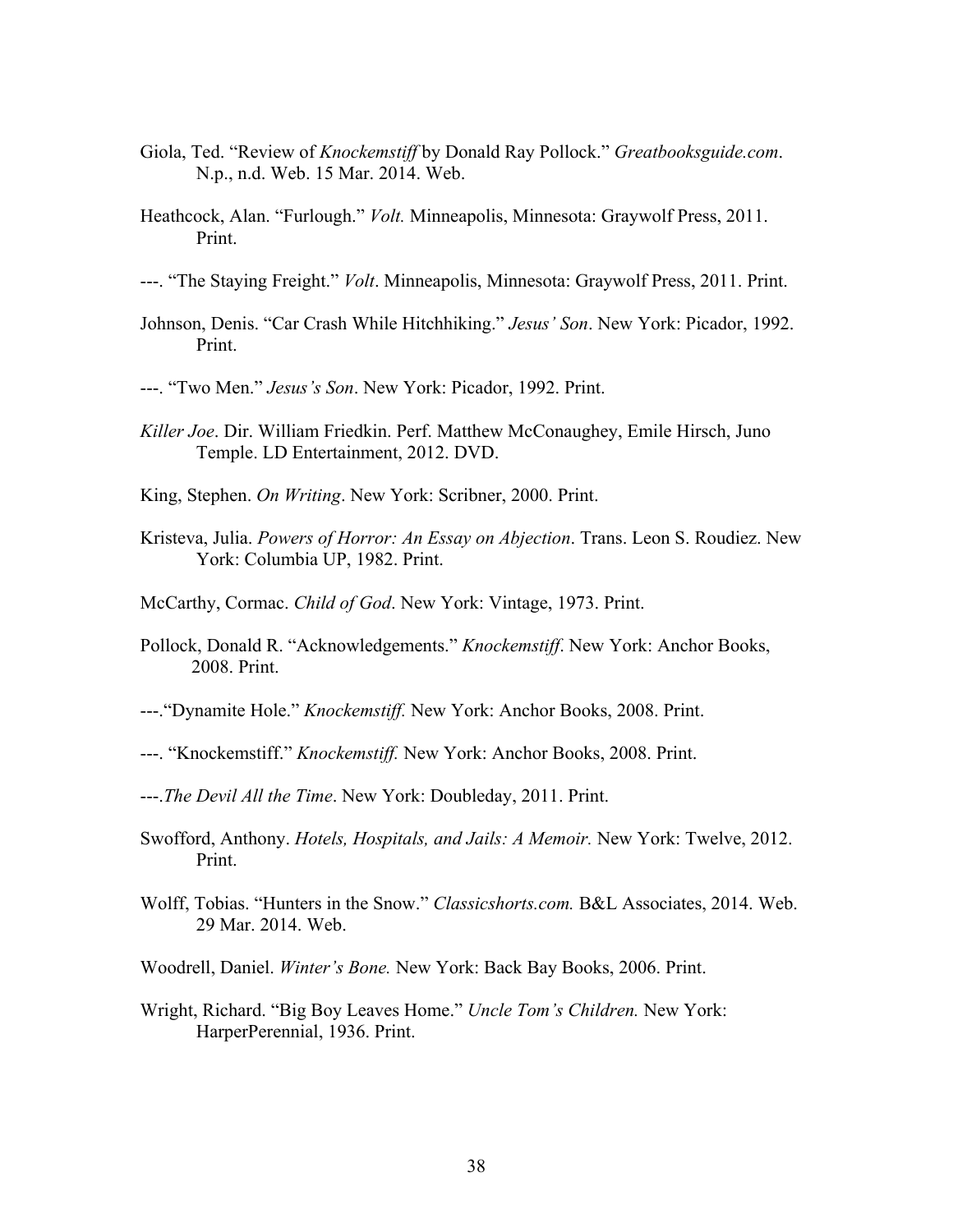Giola, Ted. "Review of *Knockemstiff* by Donald Ray Pollock." *Greatbooksguide.com*. N.p., n.d. Web. 15 Mar. 2014. Web.

Heathcock, Alan. "Furlough." *Volt.* Minneapolis, Minnesota: Graywolf Press, 2011. Print.

---. "The Staying Freight." *Volt*. Minneapolis, Minnesota: Graywolf Press, 2011. Print.

Johnson, Denis. "Car Crash While Hitchhiking." *Jesus' Son*. New York: Picador, 1992. Print.

---. "Two Men." *Jesus's Son*. New York: Picador, 1992. Print.

*Killer Joe*. Dir. William Friedkin. Perf. Matthew McConaughey, Emile Hirsch, Juno Temple. LD Entertainment, 2012. DVD.

King, Stephen. *On Writing*. New York: Scribner, 2000. Print.

Kristeva, Julia. *Powers of Horror: An Essay on Abjection*. Trans. Leon S. Roudiez. New York: Columbia UP, 1982. Print.

McCarthy, Cormac. *Child of God*. New York: Vintage, 1973. Print.

Pollock, Donald R. "Acknowledgements." *Knockemstiff*. New York: Anchor Books, 2008. Print.

---."Dynamite Hole." *Knockemstiff.* New York: Anchor Books, 2008. Print.

---. "Knockemstiff." *Knockemstiff.* New York: Anchor Books, 2008. Print.

---.*The Devil All the Time*. New York: Doubleday, 2011. Print.

Swofford, Anthony. *Hotels, Hospitals, and Jails: A Memoir.* New York: Twelve, 2012. Print.

Wolff, Tobias. "Hunters in the Snow." *Classicshorts.com.* B&L Associates, 2014. Web. 29 Mar. 2014. Web.

Woodrell, Daniel. *Winter's Bone.* New York: Back Bay Books, 2006. Print.

Wright, Richard. "Big Boy Leaves Home." *Uncle Tom's Children.* New York: HarperPerennial, 1936. Print.